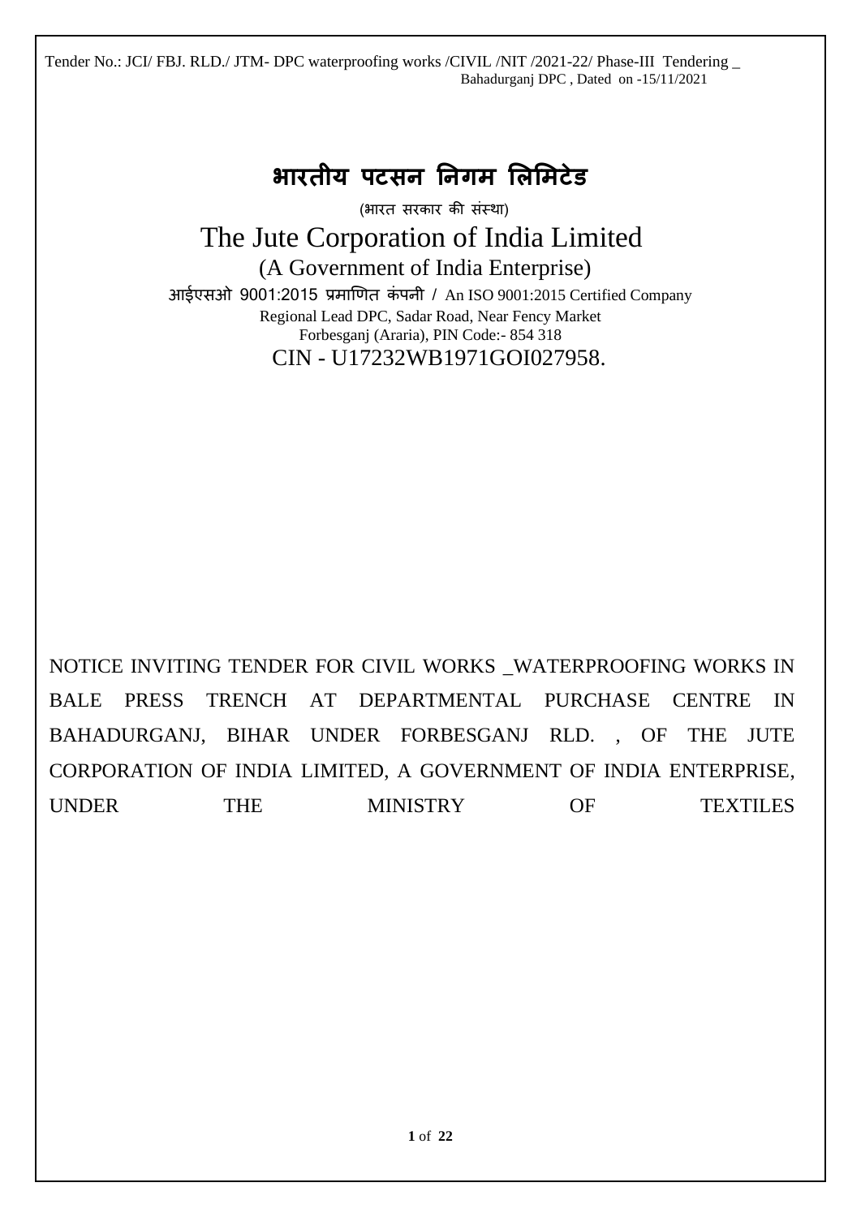# भारतीय पटसन निगम लिमिटेड

(भारत सरकार की संस्था)

## The Jute Corporation of India Limited

(A Government of India Enterprise)

आईएसओ 9001:2015 प्रमाणित कंपनी / An ISO 9001:2015 Certified Company

Regional Lead DPC, Sadar Road, Near Fency Market

Forbesganj (Araria), PIN Code:- 854 318

CIN - U17232WB1971GOI027958.

NOTICE INVITING TENDER FOR CIVIL WORKS _WATERPROOFING WORKS IN BALE PRESS TRENCH AT DEPARTMENTAL PURCHASE CENTRE IN BAHADURGANJ, BIHAR UNDER FORBESGANJ RLD. , OF THE JUTE CORPORATION OF INDIA LIMITED, A GOVERNMENT OF INDIA ENTERPRISE, UNDER THE MINISTRY OF TEXTILES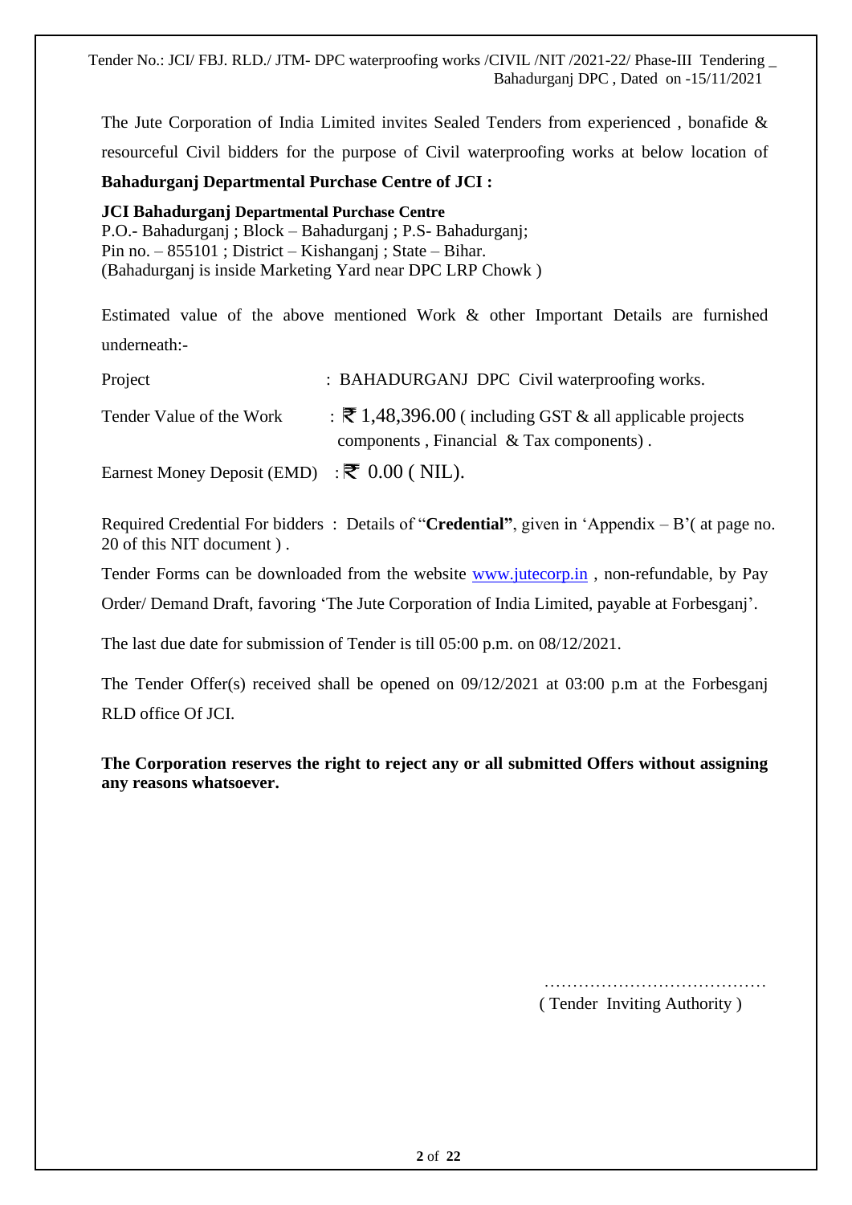The Jute Corporation of India Limited invites Sealed Tenders from experienced , bonafide & resourceful Civil bidders for the purpose of Civil waterproofing works at below location of **Bahadurganj Departmental Purchase Centre of JCI :**

**JCI Bahadurganj Departmental Purchase Centre**
P.O.- Bahadurganj ; Block – Bahadurganj ; P.S- Bahadurganj;
Pin no. – 855101 ; District – Kishanganj ; State – Bihar.
(Bahadurganj is inside Marketing Yard near DPC LRP Chowk )

Estimated value of the above mentioned Work & other Important Details are furnished underneath:-

Project : BAHADURGANJ DPC Civil waterproofing works.

Tender Value of the Work : ₹ 1,48,396.00 ( including GST & all applicable projects components , Financial & Tax components) .

Earnest Money Deposit (EMD) : ₹ 0.00 ( NIL).

Required Credential For bidders : Details of "**Credential"**, given in 'Appendix – B'( at page no. 20 of this NIT document ) .

Tender Forms can be downloaded from the website www.jutecorp.in , non-refundable, by Pay Order/ Demand Draft, favoring 'The Jute Corporation of India Limited, payable at Forbesganj'.

The last due date for submission of Tender is till 05:00 p.m. on 08/12/2021.

The Tender Offer(s) received shall be opened on 09/12/2021 at 03:00 p.m at the Forbesganj RLD office Of JCI.

**The Corporation reserves the right to reject any or all submitted Offers without assigning any reasons whatsoever.**

…………………………………
( Tender Inviting Authority )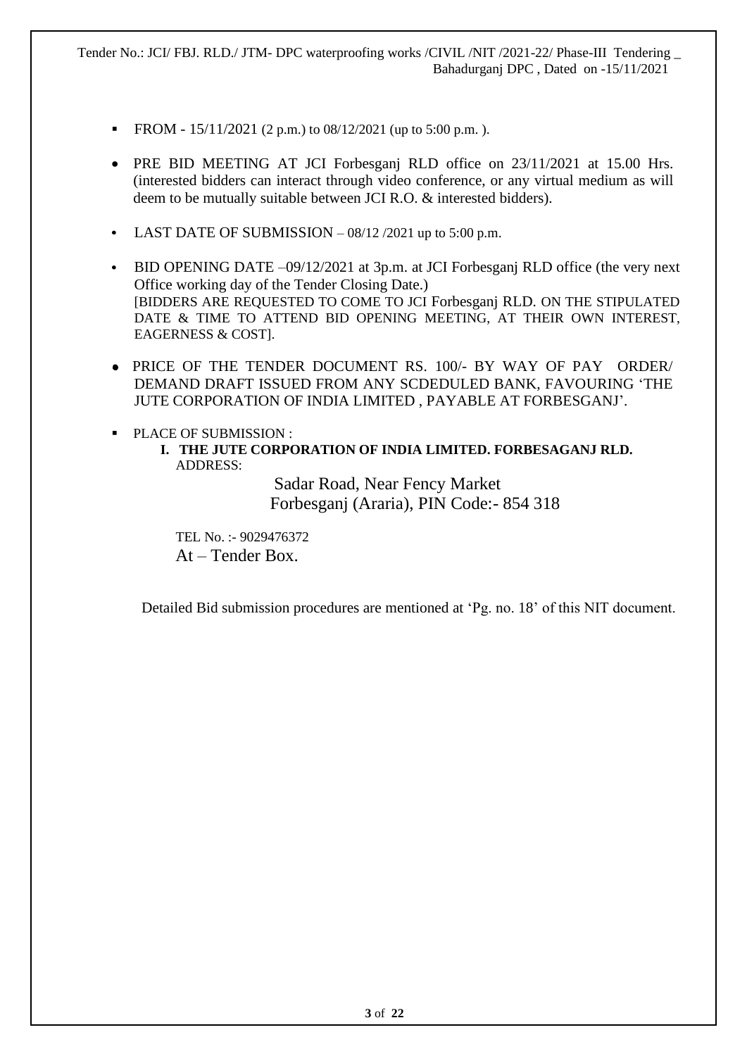- FROM - 15/11/2021 (2 p.m.) to 08/12/2021 (up to 5:00 p.m. ).

- PRE BID MEETING AT JCI Forbesganj RLD office on 23/11/2021 at 15.00 Hrs. (interested bidders can interact through video conference, or any virtual medium as will deem to be mutually suitable between JCI R.O. & interested bidders).

- LAST DATE OF SUBMISSION – 08/12 /2021 up to 5:00 p.m.

- BID OPENING DATE –09/12/2021 at 3p.m. at JCI Forbesganj RLD office (the very next Office working day of the Tender Closing Date.)
  [BIDDERS ARE REQUESTED TO COME TO JCI Forbesganj RLD. ON THE STIPULATED DATE & TIME TO ATTEND BID OPENING MEETING, AT THEIR OWN INTEREST, EAGERNESS & COST].

- PRICE OF THE TENDER DOCUMENT RS. 100/- BY WAY OF PAY ORDER/ DEMAND DRAFT ISSUED FROM ANY SCDEDULED BANK, FAVOURING 'THE JUTE CORPORATION OF INDIA LIMITED , PAYABLE AT FORBESGANJ'.

- PLACE OF SUBMISSION :
  I. **THE JUTE CORPORATION OF INDIA LIMITED. FORBESAGANJ RLD.**
     ADDRESS:

     Sadar Road, Near Fency Market
     Forbesganj (Araria), PIN Code:- 854 318

     TEL No. :- 9029476372
     At – Tender Box.

Detailed Bid submission procedures are mentioned at 'Pg. no. 18' of this NIT document.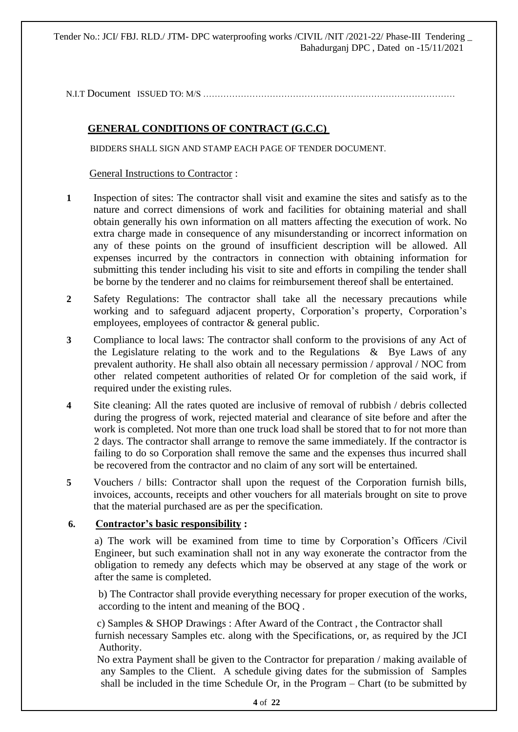N.I.T Document ISSUED TO: M/S ………………………………………………………………………………

## GENERAL CONDITIONS OF CONTRACT (G.C.C)

BIDDERS SHALL SIGN AND STAMP EACH PAGE OF TENDER DOCUMENT.

General Instructions to Contractor :

**1** Inspection of sites: The contractor shall visit and examine the sites and satisfy as to the nature and correct dimensions of work and facilities for obtaining material and shall obtain generally his own information on all matters affecting the execution of work. No extra charge made in consequence of any misunderstanding or incorrect information on any of these points on the ground of insufficient description will be allowed. All expenses incurred by the contractors in connection with obtaining information for submitting this tender including his visit to site and efforts in compiling the tender shall be borne by the tenderer and no claims for reimbursement thereof shall be entertained.

**2** Safety Regulations: The contractor shall take all the necessary precautions while working and to safeguard adjacent property, Corporation's property, Corporation's employees, employees of contractor & general public.

**3** Compliance to local laws: The contractor shall conform to the provisions of any Act of the Legislature relating to the work and to the Regulations & Bye Laws of any prevalent authority. He shall also obtain all necessary permission / approval / NOC from other related competent authorities of related Or for completion of the said work, if required under the existing rules.

**4** Site cleaning: All the rates quoted are inclusive of removal of rubbish / debris collected during the progress of work, rejected material and clearance of site before and after the work is completed. Not more than one truck load shall be stored that to for not more than 2 days. The contractor shall arrange to remove the same immediately. If the contractor is failing to do so Corporation shall remove the same and the expenses thus incurred shall be recovered from the contractor and no claim of any sort will be entertained.

**5** Vouchers / bills: Contractor shall upon the request of the Corporation furnish bills, invoices, accounts, receipts and other vouchers for all materials brought on site to prove that the material purchased are as per the specification.

**6. Contractor's basic responsibility :**

a) The work will be examined from time to time by Corporation's Officers /Civil Engineer, but such examination shall not in any way exonerate the contractor from the obligation to remedy any defects which may be observed at any stage of the work or after the same is completed.

b) The Contractor shall provide everything necessary for proper execution of the works, according to the intent and meaning of the BOQ .

c) Samples & SHOP Drawings : After Award of the Contract , the Contractor shall furnish necessary Samples etc. along with the Specifications, or, as required by the JCI Authority.

No extra Payment shall be given to the Contractor for preparation / making available of any Samples to the Client. A schedule giving dates for the submission of Samples shall be included in the time Schedule Or, in the Program – Chart (to be submitted by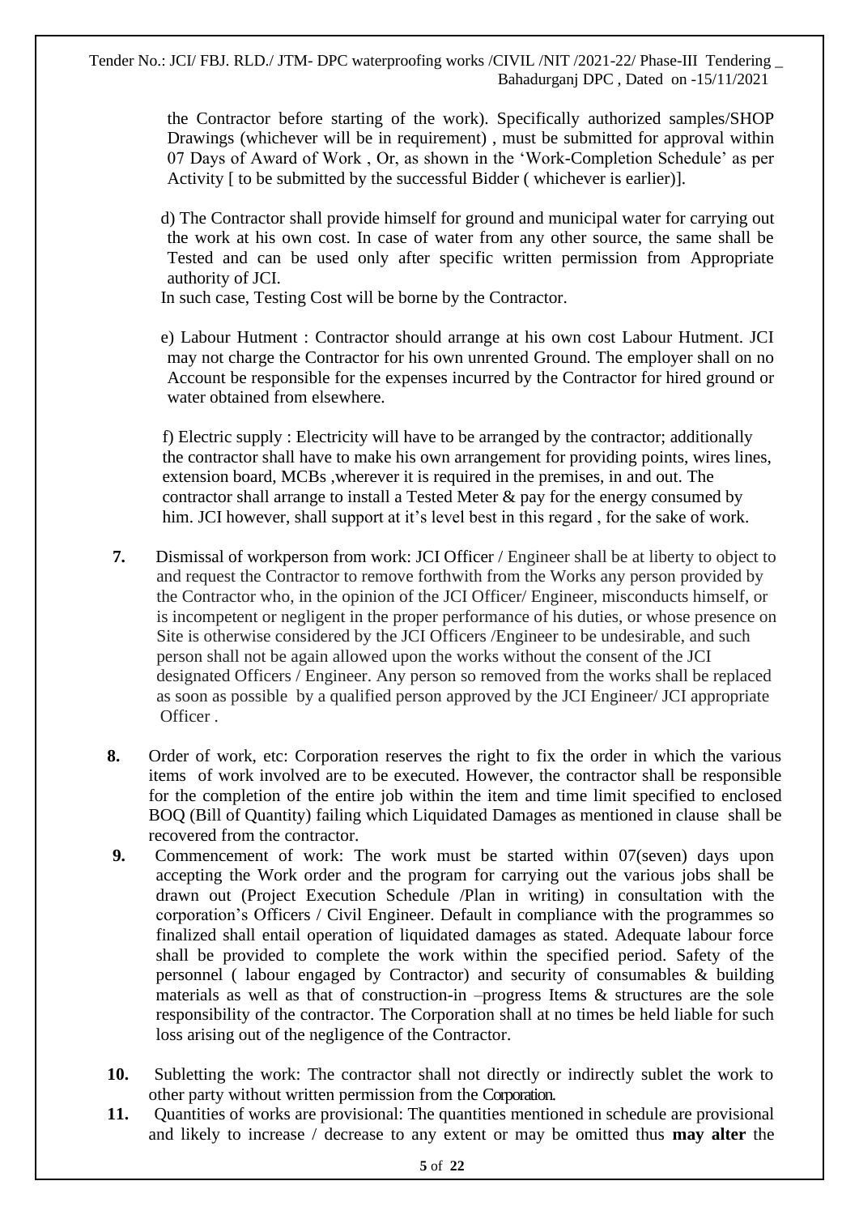the Contractor before starting of the work). Specifically authorized samples/SHOP Drawings (whichever will be in requirement) , must be submitted for approval within 07 Days of Award of Work , Or, as shown in the 'Work-Completion Schedule' as per Activity [ to be submitted by the successful Bidder ( whichever is earlier)].

d) The Contractor shall provide himself for ground and municipal water for carrying out the work at his own cost. In case of water from any other source, the same shall be Tested and can be used only after specific written permission from Appropriate authority of JCI.
In such case, Testing Cost will be borne by the Contractor.

e) Labour Hutment : Contractor should arrange at his own cost Labour Hutment. JCI may not charge the Contractor for his own unrented Ground. The employer shall on no Account be responsible for the expenses incurred by the Contractor for hired ground or water obtained from elsewhere.

f) Electric supply : Electricity will have to be arranged by the contractor; additionally the contractor shall have to make his own arrangement for providing points, wires lines, extension board, MCBs ,wherever it is required in the premises, in and out. The contractor shall arrange to install a Tested Meter & pay for the energy consumed by him. JCI however, shall support at it's level best in this regard , for the sake of work.

**7.** Dismissal of workperson from work: JCI Officer / Engineer shall be at liberty to object to and request the Contractor to remove forthwith from the Works any person provided by the Contractor who, in the opinion of the JCI Officer/ Engineer, misconducts himself, or is incompetent or negligent in the proper performance of his duties, or whose presence on Site is otherwise considered by the JCI Officers /Engineer to be undesirable, and such person shall not be again allowed upon the works without the consent of the JCI designated Officers / Engineer. Any person so removed from the works shall be replaced as soon as possible by a qualified person approved by the JCI Engineer/ JCI appropriate Officer .

**8.** Order of work, etc: Corporation reserves the right to fix the order in which the various items of work involved are to be executed. However, the contractor shall be responsible for the completion of the entire job within the item and time limit specified to enclosed BOQ (Bill of Quantity) failing which Liquidated Damages as mentioned in clause shall be recovered from the contractor.

**9.** Commencement of work: The work must be started within 07(seven) days upon accepting the Work order and the program for carrying out the various jobs shall be drawn out (Project Execution Schedule /Plan in writing) in consultation with the corporation's Officers / Civil Engineer. Default in compliance with the programmes so finalized shall entail operation of liquidated damages as stated. Adequate labour force shall be provided to complete the work within the specified period. Safety of the personnel ( labour engaged by Contractor) and security of consumables & building materials as well as that of construction-in –progress Items & structures are the sole responsibility of the contractor. The Corporation shall at no times be held liable for such loss arising out of the negligence of the Contractor.

**10.** Subletting the work: The contractor shall not directly or indirectly sublet the work to other party without written permission from the Corporation.

**11.** Quantities of works are provisional: The quantities mentioned in schedule are provisional and likely to increase / decrease to any extent or may be omitted thus **may alter** the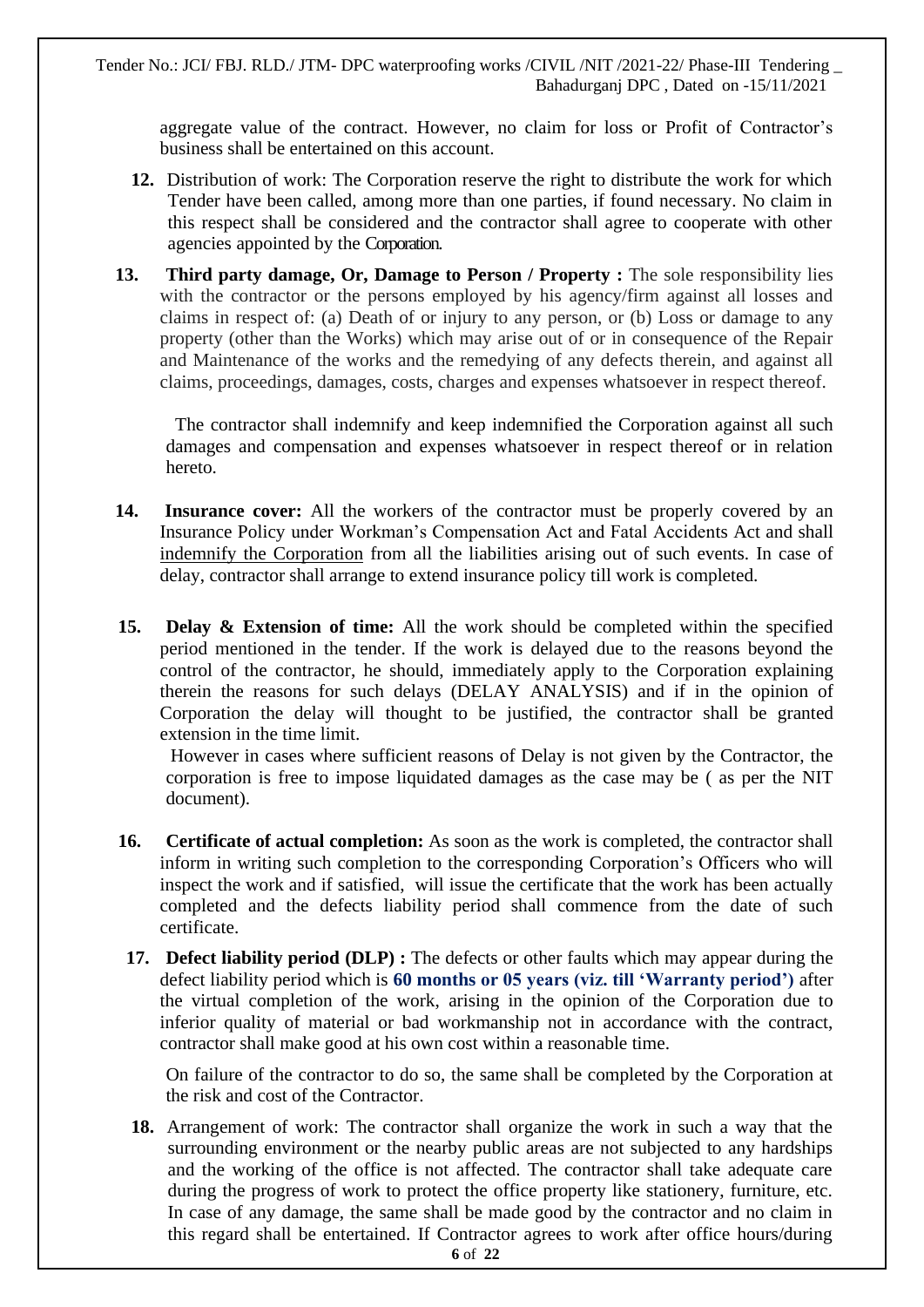aggregate value of the contract. However, no claim for loss or Profit of Contractor's business shall be entertained on this account.

12. Distribution of work: The Corporation reserve the right to distribute the work for which Tender have been called, among more than one parties, if found necessary. No claim in this respect shall be considered and the contractor shall agree to cooperate with other agencies appointed by the Corporation.

13. **Third party damage, Or, Damage to Person / Property :** The sole responsibility lies with the contractor or the persons employed by his agency/firm against all losses and claims in respect of: (a) Death of or injury to any person, or (b) Loss or damage to any property (other than the Works) which may arise out of or in consequence of the Repair and Maintenance of the works and the remedying of any defects therein, and against all claims, proceedings, damages, costs, charges and expenses whatsoever in respect thereof.

    The contractor shall indemnify and keep indemnified the Corporation against all such damages and compensation and expenses whatsoever in respect thereof or in relation hereto.

14. **Insurance cover:** All the workers of the contractor must be properly covered by an Insurance Policy under Workman's Compensation Act and Fatal Accidents Act and shall indemnify the Corporation from all the liabilities arising out of such events. In case of delay, contractor shall arrange to extend insurance policy till work is completed.

15. **Delay & Extension of time:** All the work should be completed within the specified period mentioned in the tender. If the work is delayed due to the reasons beyond the control of the contractor, he should, immediately apply to the Corporation explaining therein the reasons for such delays (DELAY ANALYSIS) and if in the opinion of Corporation the delay will thought to be justified, the contractor shall be granted extension in the time limit.

    However in cases where sufficient reasons of Delay is not given by the Contractor, the corporation is free to impose liquidated damages as the case may be ( as per the NIT document).

16. **Certificate of actual completion:** As soon as the work is completed, the contractor shall inform in writing such completion to the corresponding Corporation's Officers who will inspect the work and if satisfied, will issue the certificate that the work has been actually completed and the defects liability period shall commence from the date of such certificate.

17. **Defect liability period (DLP) :** The defects or other faults which may appear during the defect liability period which is **60 months or 05 years (viz. till 'Warranty period')** after the virtual completion of the work, arising in the opinion of the Corporation due to inferior quality of material or bad workmanship not in accordance with the contract, contractor shall make good at his own cost within a reasonable time.

    On failure of the contractor to do so, the same shall be completed by the Corporation at the risk and cost of the Contractor.

18. Arrangement of work: The contractor shall organize the work in such a way that the surrounding environment or the nearby public areas are not subjected to any hardships and the working of the office is not affected. The contractor shall take adequate care during the progress of work to protect the office property like stationery, furniture, etc. In case of any damage, the same shall be made good by the contractor and no claim in this regard shall be entertained. If Contractor agrees to work after office hours/during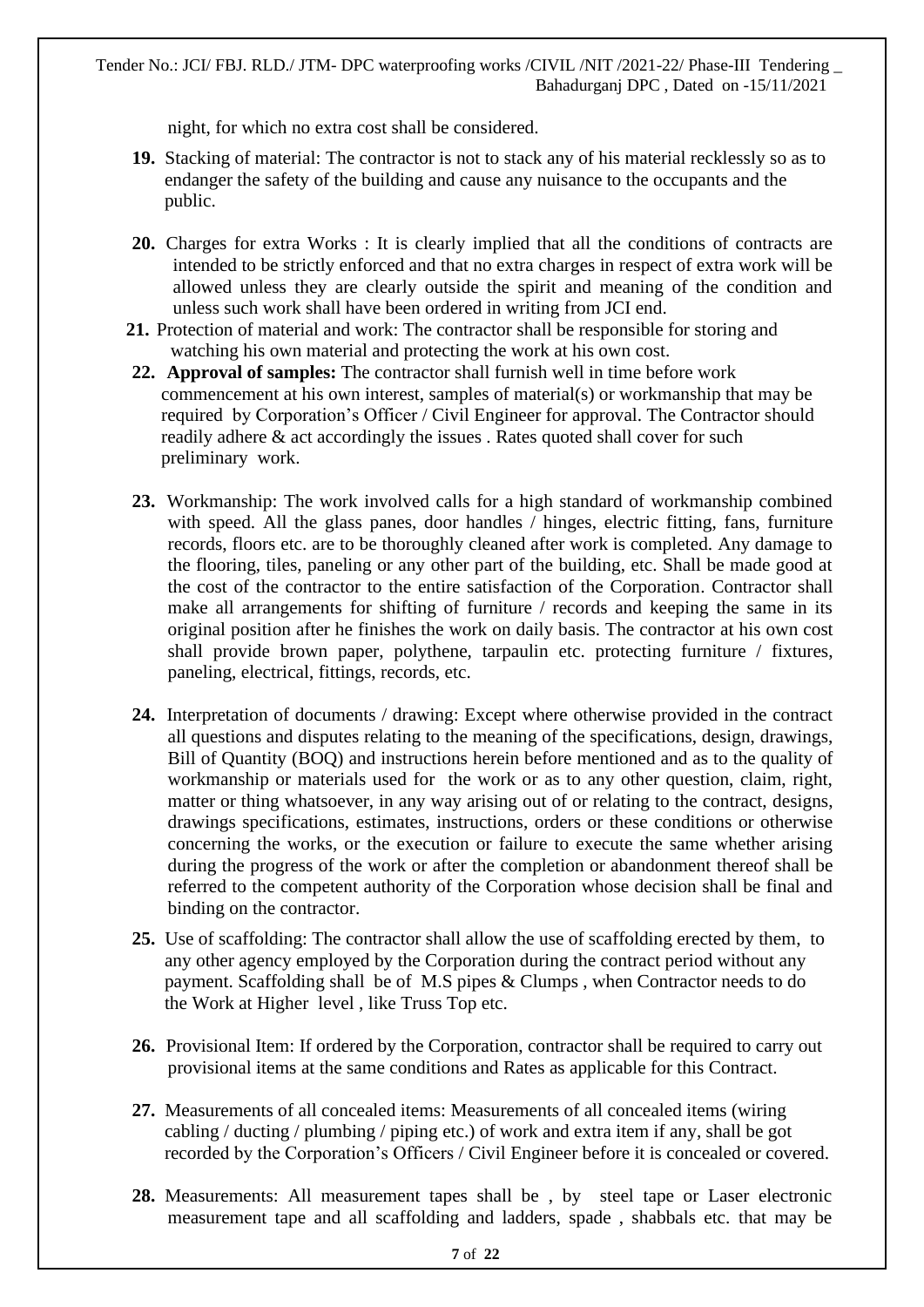night, for which no extra cost shall be considered.

**19.** Stacking of material: The contractor is not to stack any of his material recklessly so as to endanger the safety of the building and cause any nuisance to the occupants and the public.

**20.** Charges for extra Works : It is clearly implied that all the conditions of contracts are intended to be strictly enforced and that no extra charges in respect of extra work will be allowed unless they are clearly outside the spirit and meaning of the condition and unless such work shall have been ordered in writing from JCI end.

**21.** Protection of material and work: The contractor shall be responsible for storing and watching his own material and protecting the work at his own cost.

**22.** **Approval of samples:** The contractor shall furnish well in time before work commencement at his own interest, samples of material(s) or workmanship that may be required by Corporation's Officer / Civil Engineer for approval. The Contractor should readily adhere & act accordingly the issues . Rates quoted shall cover for such preliminary work.

**23.** Workmanship: The work involved calls for a high standard of workmanship combined with speed. All the glass panes, door handles / hinges, electric fitting, fans, furniture records, floors etc. are to be thoroughly cleaned after work is completed. Any damage to the flooring, tiles, paneling or any other part of the building, etc. Shall be made good at the cost of the contractor to the entire satisfaction of the Corporation. Contractor shall make all arrangements for shifting of furniture / records and keeping the same in its original position after he finishes the work on daily basis. The contractor at his own cost shall provide brown paper, polythene, tarpaulin etc. protecting furniture / fixtures, paneling, electrical, fittings, records, etc.

**24.** Interpretation of documents / drawing: Except where otherwise provided in the contract all questions and disputes relating to the meaning of the specifications, design, drawings, Bill of Quantity (BOQ) and instructions herein before mentioned and as to the quality of workmanship or materials used for the work or as to any other question, claim, right, matter or thing whatsoever, in any way arising out of or relating to the contract, designs, drawings specifications, estimates, instructions, orders or these conditions or otherwise concerning the works, or the execution or failure to execute the same whether arising during the progress of the work or after the completion or abandonment thereof shall be referred to the competent authority of the Corporation whose decision shall be final and binding on the contractor.

**25.** Use of scaffolding: The contractor shall allow the use of scaffolding erected by them, to any other agency employed by the Corporation during the contract period without any payment. Scaffolding shall be of M.S pipes & Clumps , when Contractor needs to do the Work at Higher level , like Truss Top etc.

**26.** Provisional Item: If ordered by the Corporation, contractor shall be required to carry out provisional items at the same conditions and Rates as applicable for this Contract.

**27.** Measurements of all concealed items: Measurements of all concealed items (wiring cabling / ducting / plumbing / piping etc.) of work and extra item if any, shall be got recorded by the Corporation's Officers / Civil Engineer before it is concealed or covered.

**28.** Measurements: All measurement tapes shall be , by steel tape or Laser electronic measurement tape and all scaffolding and ladders, spade , shabbals etc. that may be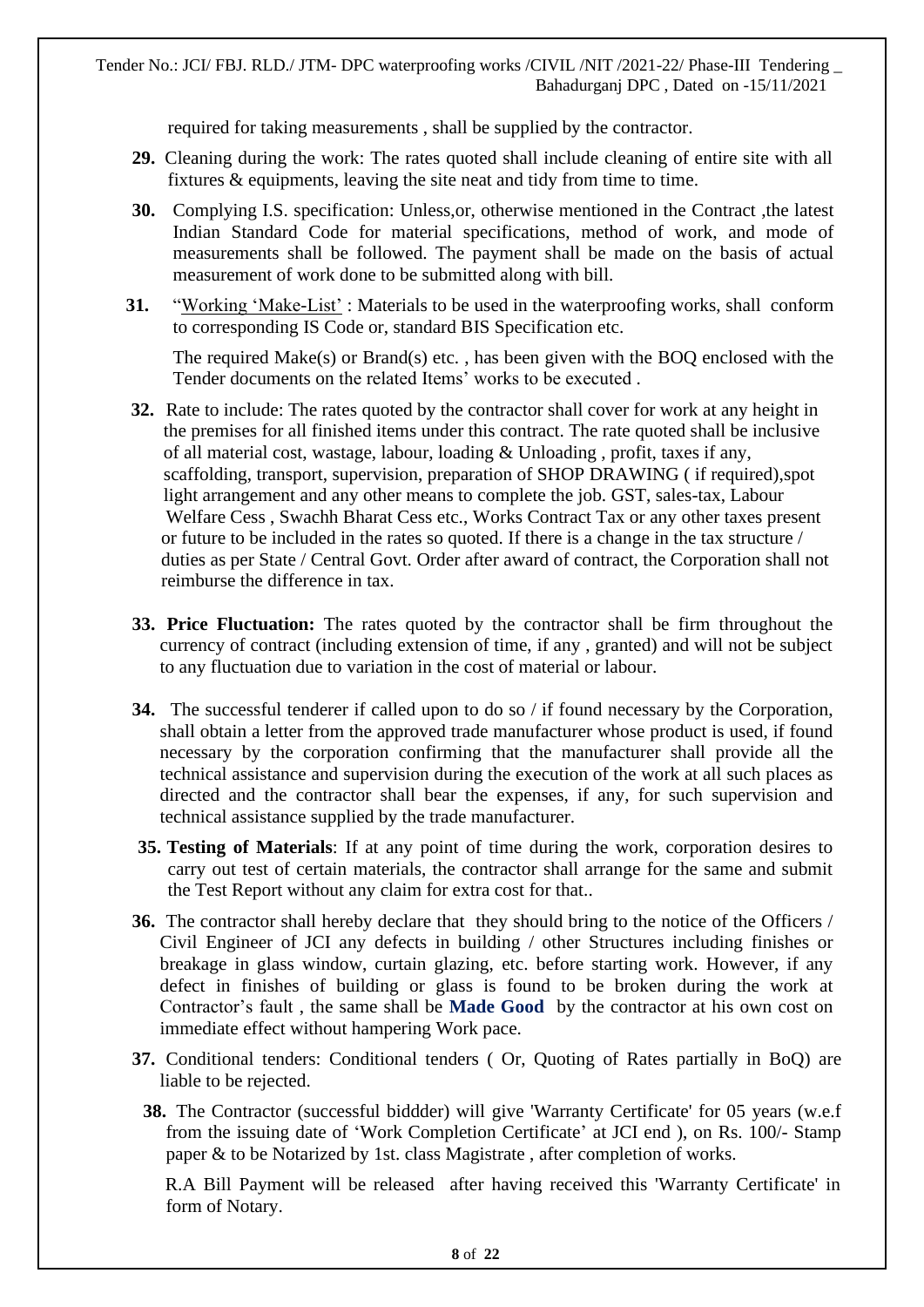required for taking measurements , shall be supplied by the contractor.

**29.** Cleaning during the work: The rates quoted shall include cleaning of entire site with all fixtures & equipments, leaving the site neat and tidy from time to time.

**30.** Complying I.S. specification: Unless,or, otherwise mentioned in the Contract ,the latest Indian Standard Code for material specifications, method of work, and mode of measurements shall be followed. The payment shall be made on the basis of actual measurement of work done to be submitted along with bill.

**31.** "Working 'Make-List' : Materials to be used in the waterproofing works, shall conform to corresponding IS Code or, standard BIS Specification etc.

The required Make(s) or Brand(s) etc. , has been given with the BOQ enclosed with the Tender documents on the related Items' works to be executed .

**32.** Rate to include: The rates quoted by the contractor shall cover for work at any height in the premises for all finished items under this contract. The rate quoted shall be inclusive of all material cost, wastage, labour, loading & Unloading , profit, taxes if any, scaffolding, transport, supervision, preparation of SHOP DRAWING ( if required),spot light arrangement and any other means to complete the job. GST, sales-tax, Labour Welfare Cess , Swachh Bharat Cess etc., Works Contract Tax or any other taxes present or future to be included in the rates so quoted. If there is a change in the tax structure / duties as per State / Central Govt. Order after award of contract, the Corporation shall not reimburse the difference in tax.

**33. Price Fluctuation:** The rates quoted by the contractor shall be firm throughout the currency of contract (including extension of time, if any , granted) and will not be subject to any fluctuation due to variation in the cost of material or labour.

**34.** The successful tenderer if called upon to do so / if found necessary by the Corporation, shall obtain a letter from the approved trade manufacturer whose product is used, if found necessary by the corporation confirming that the manufacturer shall provide all the technical assistance and supervision during the execution of the work at all such places as directed and the contractor shall bear the expenses, if any, for such supervision and technical assistance supplied by the trade manufacturer.

**35. Testing of Materials**: If at any point of time during the work, corporation desires to carry out test of certain materials, the contractor shall arrange for the same and submit the Test Report without any claim for extra cost for that..

**36.** The contractor shall hereby declare that they should bring to the notice of the Officers / Civil Engineer of JCI any defects in building / other Structures including finishes or breakage in glass window, curtain glazing, etc. before starting work. However, if any defect in finishes of building or glass is found to be broken during the work at Contractor's fault , the same shall be **Made Good** by the contractor at his own cost on immediate effect without hampering Work pace.

**37.** Conditional tenders: Conditional tenders ( Or, Quoting of Rates partially in BoQ) are liable to be rejected.

**38.** The Contractor (successful biddder) will give 'Warranty Certificate' for 05 years (w.e.f from the issuing date of 'Work Completion Certificate' at JCI end ), on Rs. 100/- Stamp paper & to be Notarized by 1st. class Magistrate , after completion of works.

R.A Bill Payment will be released after having received this 'Warranty Certificate' in form of Notary.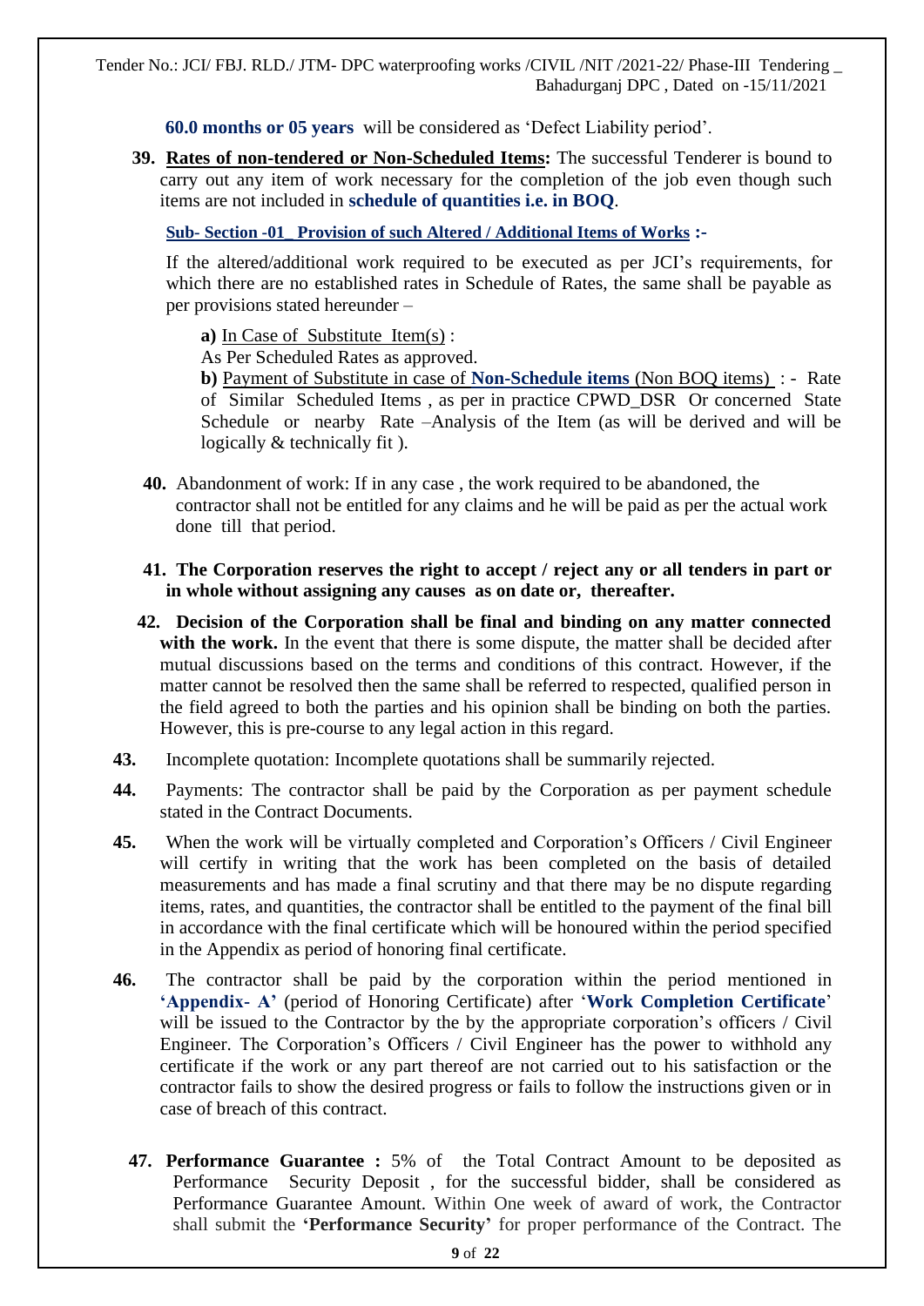**60.0 months or 05 years** will be considered as 'Defect Liability period'.

**39. Rates of non-tendered or Non-Scheduled Items:** The successful Tenderer is bound to carry out any item of work necessary for the completion of the job even though such items are not included in **schedule of quantities i.e. in BOQ**.

**Sub- Section -01_ Provision of such Altered / Additional Items of Works :-**

If the altered/additional work required to be executed as per JCI's requirements, for which there are no established rates in Schedule of Rates, the same shall be payable as per provisions stated hereunder –

**a)** In Case of Substitute Item(s) :
As Per Scheduled Rates as approved.

**b)** Payment of Substitute in case of **Non-Schedule items** (Non BOQ items) : - Rate of Similar Scheduled Items , as per in practice CPWD_DSR Or concerned State Schedule or nearby Rate –Analysis of the Item (as will be derived and will be logically & technically fit ).

**40.** Abandonment of work: If in any case , the work required to be abandoned, the contractor shall not be entitled for any claims and he will be paid as per the actual work done till that period.

**41. The Corporation reserves the right to accept / reject any or all tenders in part or in whole without assigning any causes as on date or, thereafter.**

**42. Decision of the Corporation shall be final and binding on any matter connected with the work.** In the event that there is some dispute, the matter shall be decided after mutual discussions based on the terms and conditions of this contract. However, if the matter cannot be resolved then the same shall be referred to respected, qualified person in the field agreed to both the parties and his opinion shall be binding on both the parties. However, this is pre-course to any legal action in this regard.

**43.** Incomplete quotation: Incomplete quotations shall be summarily rejected.

**44.** Payments: The contractor shall be paid by the Corporation as per payment schedule stated in the Contract Documents.

**45.** When the work will be virtually completed and Corporation's Officers / Civil Engineer will certify in writing that the work has been completed on the basis of detailed measurements and has made a final scrutiny and that there may be no dispute regarding items, rates, and quantities, the contractor shall be entitled to the payment of the final bill in accordance with the final certificate which will be honoured within the period specified in the Appendix as period of honoring final certificate.

**46.** The contractor shall be paid by the corporation within the period mentioned in **'Appendix- A'** (period of Honoring Certificate) after '**Work Completion Certificate**' will be issued to the Contractor by the by the appropriate corporation's officers / Civil Engineer. The Corporation's Officers / Civil Engineer has the power to withhold any certificate if the work or any part thereof are not carried out to his satisfaction or the contractor fails to show the desired progress or fails to follow the instructions given or in case of breach of this contract.

**47. Performance Guarantee :** 5% of the Total Contract Amount to be deposited as Performance Security Deposit , for the successful bidder, shall be considered as Performance Guarantee Amount. Within One week of award of work, the Contractor shall submit the **'Performance Security'** for proper performance of the Contract. The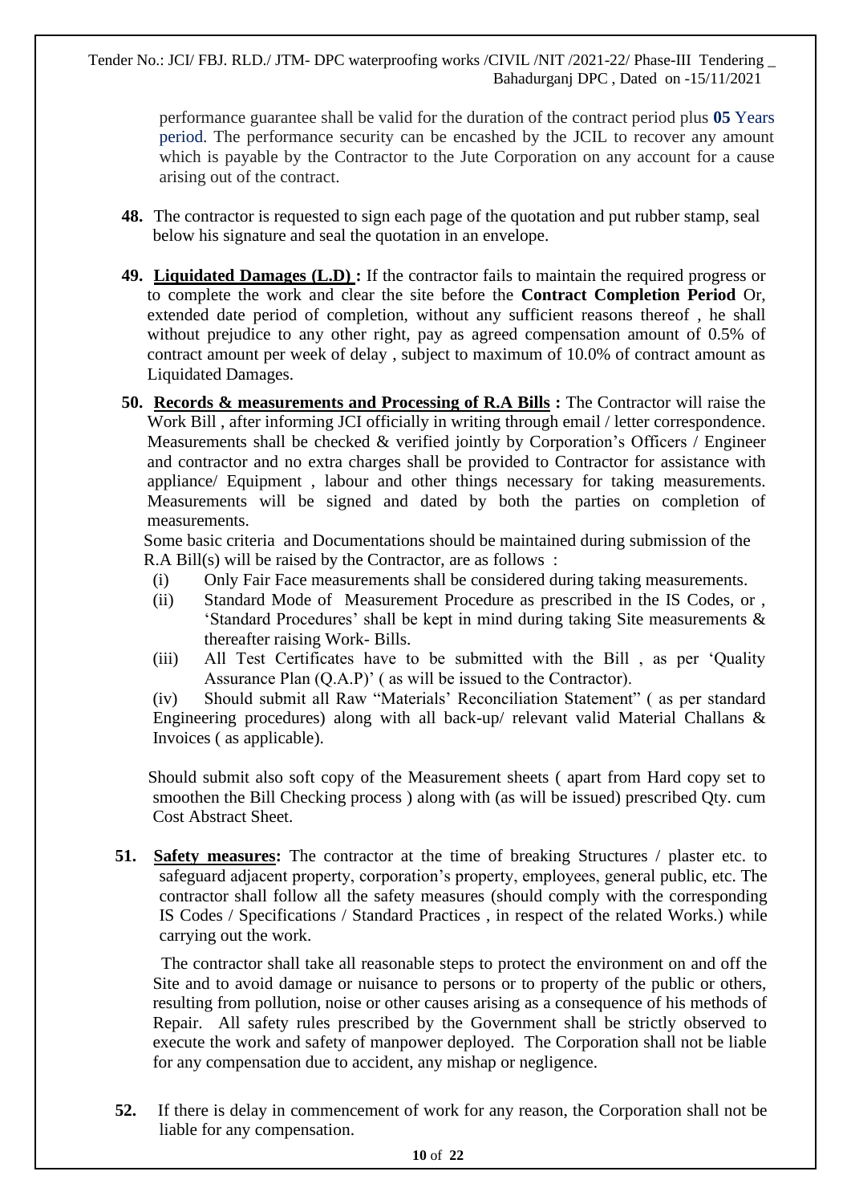performance guarantee shall be valid for the duration of the contract period plus **05** Years period. The performance security can be encashed by the JCIL to recover any amount which is payable by the Contractor to the Jute Corporation on any account for a cause arising out of the contract.

**48.** The contractor is requested to sign each page of the quotation and put rubber stamp, seal below his signature and seal the quotation in an envelope.

**49.** **Liquidated Damages (L.D) :** If the contractor fails to maintain the required progress or to complete the work and clear the site before the **Contract Completion Period** Or, extended date period of completion, without any sufficient reasons thereof , he shall without prejudice to any other right, pay as agreed compensation amount of 0.5% of contract amount per week of delay , subject to maximum of 10.0% of contract amount as Liquidated Damages.

**50.** **Records & measurements and Processing of R.A Bills :** The Contractor will raise the Work Bill , after informing JCI officially in writing through email / letter correspondence. Measurements shall be checked & verified jointly by Corporation's Officers / Engineer and contractor and no extra charges shall be provided to Contractor for assistance with appliance/ Equipment , labour and other things necessary for taking measurements. Measurements will be signed and dated by both the parties on completion of measurements.

Some basic criteria and Documentations should be maintained during submission of the R.A Bill(s) will be raised by the Contractor, are as follows :

(i) Only Fair Face measurements shall be considered during taking measurements.

(ii) Standard Mode of Measurement Procedure as prescribed in the IS Codes, or , 'Standard Procedures' shall be kept in mind during taking Site measurements & thereafter raising Work- Bills.

(iii) All Test Certificates have to be submitted with the Bill , as per 'Quality Assurance Plan (Q.A.P)' ( as will be issued to the Contractor).

(iv) Should submit all Raw "Materials' Reconciliation Statement" ( as per standard Engineering procedures) along with all back-up/ relevant valid Material Challans & Invoices ( as applicable).

Should submit also soft copy of the Measurement sheets ( apart from Hard copy set to smoothen the Bill Checking process ) along with (as will be issued) prescribed Qty. cum Cost Abstract Sheet.

**51.** **Safety measures:** The contractor at the time of breaking Structures / plaster etc. to safeguard adjacent property, corporation's property, employees, general public, etc. The contractor shall follow all the safety measures (should comply with the corresponding IS Codes / Specifications / Standard Practices , in respect of the related Works.) while carrying out the work.

The contractor shall take all reasonable steps to protect the environment on and off the Site and to avoid damage or nuisance to persons or to property of the public or others, resulting from pollution, noise or other causes arising as a consequence of his methods of Repair. All safety rules prescribed by the Government shall be strictly observed to execute the work and safety of manpower deployed. The Corporation shall not be liable for any compensation due to accident, any mishap or negligence.

**52.** If there is delay in commencement of work for any reason, the Corporation shall not be liable for any compensation.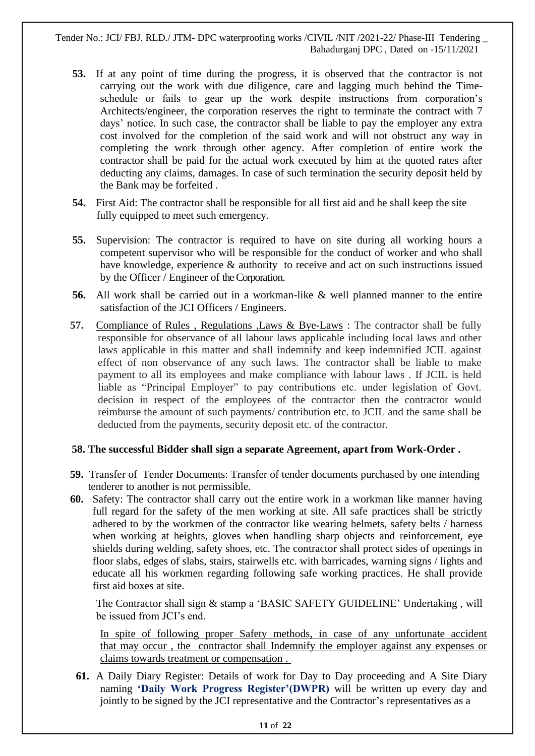**53.** If at any point of time during the progress, it is observed that the contractor is not carrying out the work with due diligence, care and lagging much behind the Time-schedule or fails to gear up the work despite instructions from corporation's Architects/engineer, the corporation reserves the right to terminate the contract with 7 days' notice. In such case, the contractor shall be liable to pay the employer any extra cost involved for the completion of the said work and will not obstruct any way in completing the work through other agency. After completion of entire work the contractor shall be paid for the actual work executed by him at the quoted rates after deducting any claims, damages. In case of such termination the security deposit held by the Bank may be forfeited .

**54.** First Aid: The contractor shall be responsible for all first aid and he shall keep the site fully equipped to meet such emergency.

**55.** Supervision: The contractor is required to have on site during all working hours a competent supervisor who will be responsible for the conduct of worker and who shall have knowledge, experience & authority to receive and act on such instructions issued by the Officer / Engineer of the Corporation.

**56.** All work shall be carried out in a workman-like & well planned manner to the entire satisfaction of the JCI Officers / Engineers.

**57.** <u>Compliance of Rules , Regulations ,Laws & Bye-Laws</u> : The contractor shall be fully responsible for observance of all labour laws applicable including local laws and other laws applicable in this matter and shall indemnify and keep indemnified JCIL against effect of non observance of any such laws. The contractor shall be liable to make payment to all its employees and make compliance with labour laws . If JCIL is held liable as "Principal Employer" to pay contributions etc. under legislation of Govt. decision in respect of the employees of the contractor then the contractor would reimburse the amount of such payments/ contribution etc. to JCIL and the same shall be deducted from the payments, security deposit etc. of the contractor.

**58. The successful Bidder shall sign a separate Agreement, apart from Work-Order .**

**59.** Transfer of Tender Documents: Transfer of tender documents purchased by one intending tenderer to another is not permissible.

**60.** Safety: The contractor shall carry out the entire work in a workman like manner having full regard for the safety of the men working at site. All safe practices shall be strictly adhered to by the workmen of the contractor like wearing helmets, safety belts / harness when working at heights, gloves when handling sharp objects and reinforcement, eye shields during welding, safety shoes, etc. The contractor shall protect sides of openings in floor slabs, edges of slabs, stairs, stairwells etc. with barricades, warning signs / lights and educate all his workmen regarding following safe working practices. He shall provide first aid boxes at site.

The Contractor shall sign & stamp a 'BASIC SAFETY GUIDELINE' Undertaking , will be issued from JCI's end.

<u>In spite of following proper Safety methods, in case of any unfortunate accident that may occur , the contractor shall Indemnify the employer against any expenses or claims towards treatment or compensation .</u>

**61.** A Daily Diary Register: Details of work for Day to Day proceeding and A Site Diary naming **'Daily Work Progress Register'(DWPR)** will be written up every day and jointly to be signed by the JCI representative and the Contractor's representatives as a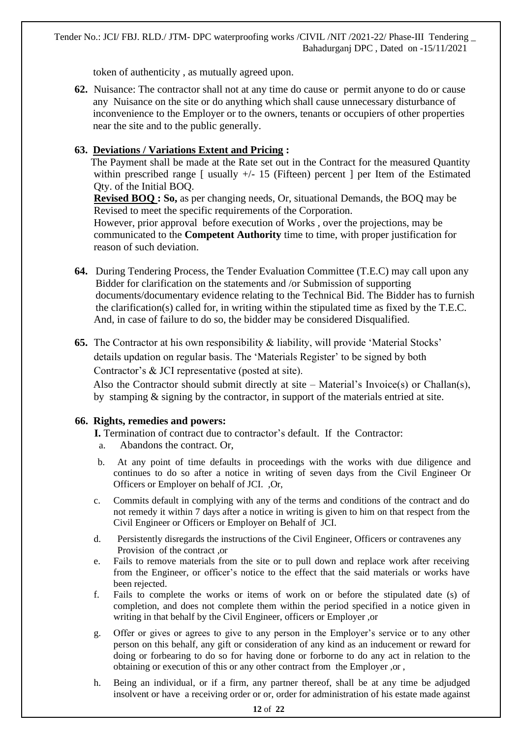token of authenticity , as mutually agreed upon.

**62.** Nuisance: The contractor shall not at any time do cause or permit anyone to do or cause any Nuisance on the site or do anything which shall cause unnecessary disturbance of inconvenience to the Employer or to the owners, tenants or occupiers of other properties near the site and to the public generally.

**63. <u>Deviations / Variations Extent and Pricing</u> :**

The Payment shall be made at the Rate set out in the Contract for the measured Quantity within prescribed range [ usually +/- 15 (Fifteen) percent ] per Item of the Estimated Qty. of the Initial BOQ.

**<u>Revised BOQ</u> : So,** as per changing needs, Or, situational Demands, the BOQ may be Revised to meet the specific requirements of the Corporation.

However, prior approval before execution of Works , over the projections, may be communicated to the **Competent Authority** time to time, with proper justification for reason of such deviation.

**64.** During Tendering Process, the Tender Evaluation Committee (T.E.C) may call upon any Bidder for clarification on the statements and /or Submission of supporting documents/documentary evidence relating to the Technical Bid. The Bidder has to furnish the clarification(s) called for, in writing within the stipulated time as fixed by the T.E.C. And, in case of failure to do so, the bidder may be considered Disqualified.

**65.** The Contractor at his own responsibility & liability, will provide 'Material Stocks' details updation on regular basis. The 'Materials Register' to be signed by both Contractor's & JCI representative (posted at site).

Also the Contractor should submit directly at site – Material's Invoice(s) or Challan(s), by stamping & signing by the contractor, in support of the materials entried at site.

**66. Rights, remedies and powers:**

**I.** Termination of contract due to contractor's default. If the Contractor:

a. Abandons the contract. Or,

b. At any point of time defaults in proceedings with the works with due diligence and continues to do so after a notice in writing of seven days from the Civil Engineer Or Officers or Employer on behalf of JCI. ,Or,

c. Commits default in complying with any of the terms and conditions of the contract and do not remedy it within 7 days after a notice in writing is given to him on that respect from the Civil Engineer or Officers or Employer on Behalf of JCI.

d. Persistently disregards the instructions of the Civil Engineer, Officers or contravenes any Provision of the contract ,or

e. Fails to remove materials from the site or to pull down and replace work after receiving from the Engineer, or officer's notice to the effect that the said materials or works have been rejected.

f. Fails to complete the works or items of work on or before the stipulated date (s) of completion, and does not complete them within the period specified in a notice given in writing in that behalf by the Civil Engineer, officers or Employer ,or

g. Offer or gives or agrees to give to any person in the Employer's service or to any other person on this behalf, any gift or consideration of any kind as an inducement or reward for doing or forbearing to do so for having done or forborne to do any act in relation to the obtaining or execution of this or any other contract from the Employer ,or ,

h. Being an individual, or if a firm, any partner thereof, shall be at any time be adjudged insolvent or have a receiving order or or, order for administration of his estate made against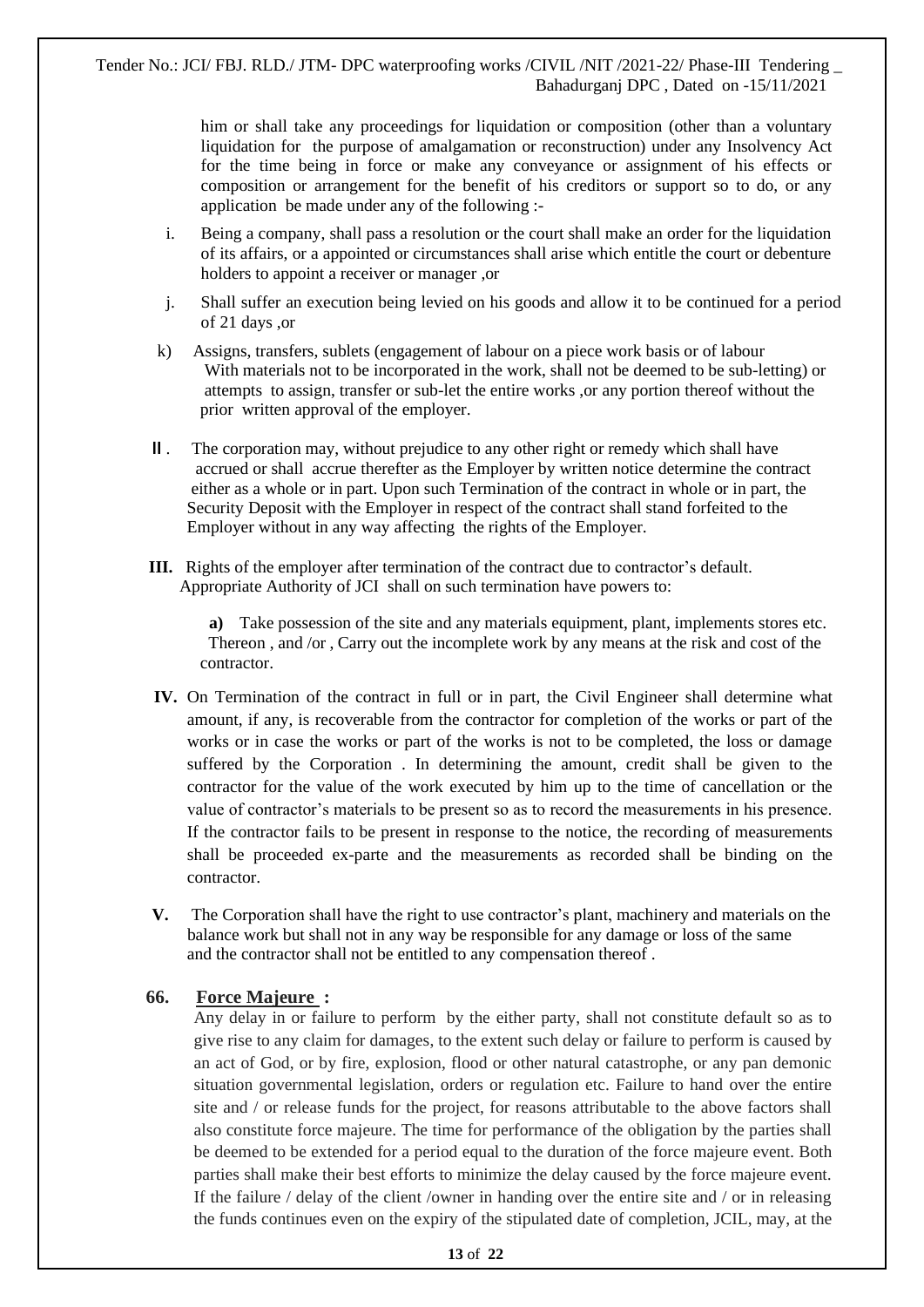him or shall take any proceedings for liquidation or composition (other than a voluntary liquidation for the purpose of amalgamation or reconstruction) under any Insolvency Act for the time being in force or make any conveyance or assignment of his effects or composition or arrangement for the benefit of his creditors or support so to do, or any application be made under any of the following :-

i. Being a company, shall pass a resolution or the court shall make an order for the liquidation of its affairs, or a appointed or circumstances shall arise which entitle the court or debenture holders to appoint a receiver or manager ,or

j. Shall suffer an execution being levied on his goods and allow it to be continued for a period of 21 days ,or

k) Assigns, transfers, sublets (engagement of labour on a piece work basis or of labour With materials not to be incorporated in the work, shall not be deemed to be sub-letting) or attempts to assign, transfer or sub-let the entire works ,or any portion thereof without the prior written approval of the employer.

**II**. The corporation may, without prejudice to any other right or remedy which shall have accrued or shall accrue therefter as the Employer by written notice determine the contract either as a whole or in part. Upon such Termination of the contract in whole or in part, the Security Deposit with the Employer in respect of the contract shall stand forfeited to the Employer without in any way affecting the rights of the Employer.

**III.** Rights of the employer after termination of the contract due to contractor's default. Appropriate Authority of JCI shall on such termination have powers to:

**a)** Take possession of the site and any materials equipment, plant, implements stores etc. Thereon , and /or , Carry out the incomplete work by any means at the risk and cost of the contractor.

**IV.** On Termination of the contract in full or in part, the Civil Engineer shall determine what amount, if any, is recoverable from the contractor for completion of the works or part of the works or in case the works or part of the works is not to be completed, the loss or damage suffered by the Corporation . In determining the amount, credit shall be given to the contractor for the value of the work executed by him up to the time of cancellation or the value of contractor's materials to be present so as to record the measurements in his presence. If the contractor fails to be present in response to the notice, the recording of measurements shall be proceeded ex-parte and the measurements as recorded shall be binding on the contractor.

**V.** The Corporation shall have the right to use contractor's plant, machinery and materials on the balance work but shall not in any way be responsible for any damage or loss of the same and the contractor shall not be entitled to any compensation thereof .

**66. Force Majeure :**

Any delay in or failure to perform by the either party, shall not constitute default so as to give rise to any claim for damages, to the extent such delay or failure to perform is caused by an act of God, or by fire, explosion, flood or other natural catastrophe, or any pan demonic situation governmental legislation, orders or regulation etc. Failure to hand over the entire site and / or release funds for the project, for reasons attributable to the above factors shall also constitute force majeure. The time for performance of the obligation by the parties shall be deemed to be extended for a period equal to the duration of the force majeure event. Both parties shall make their best efforts to minimize the delay caused by the force majeure event. If the failure / delay of the client /owner in handing over the entire site and / or in releasing the funds continues even on the expiry of the stipulated date of completion, JCIL, may, at the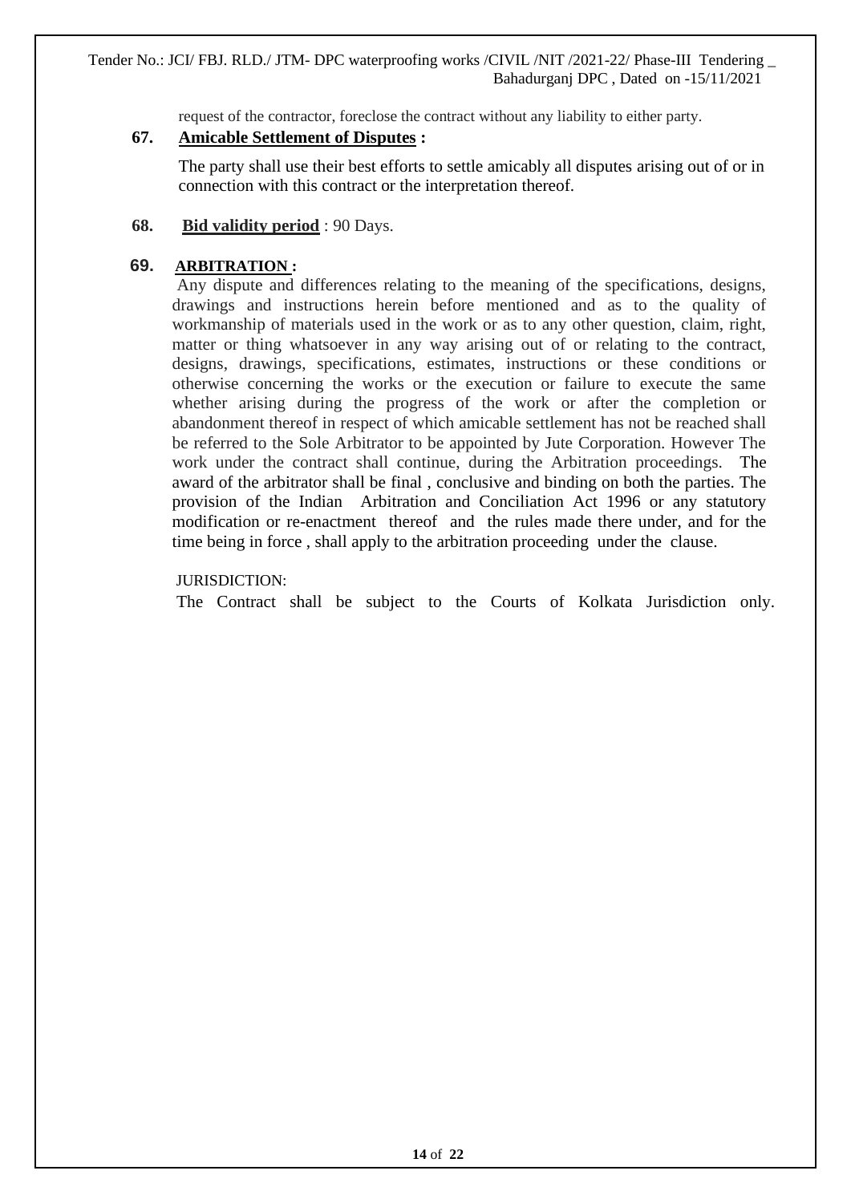request of the contractor, foreclose the contract without any liability to either party.

**67. Amicable Settlement of Disputes :**

The party shall use their best efforts to settle amicably all disputes arising out of or in connection with this contract or the interpretation thereof.

**68. Bid validity period** : 90 Days.

**69. ARBITRATION :**

Any dispute and differences relating to the meaning of the specifications, designs, drawings and instructions herein before mentioned and as to the quality of workmanship of materials used in the work or as to any other question, claim, right, matter or thing whatsoever in any way arising out of or relating to the contract, designs, drawings, specifications, estimates, instructions or these conditions or otherwise concerning the works or the execution or failure to execute the same whether arising during the progress of the work or after the completion or abandonment thereof in respect of which amicable settlement has not be reached shall be referred to the Sole Arbitrator to be appointed by Jute Corporation. However The work under the contract shall continue, during the Arbitration proceedings. The award of the arbitrator shall be final , conclusive and binding on both the parties. The provision of the Indian Arbitration and Conciliation Act 1996 or any statutory modification or re-enactment thereof and the rules made there under, and for the time being in force , shall apply to the arbitration proceeding under the clause.

JURISDICTION:

The Contract shall be subject to the Courts of Kolkata Jurisdiction only.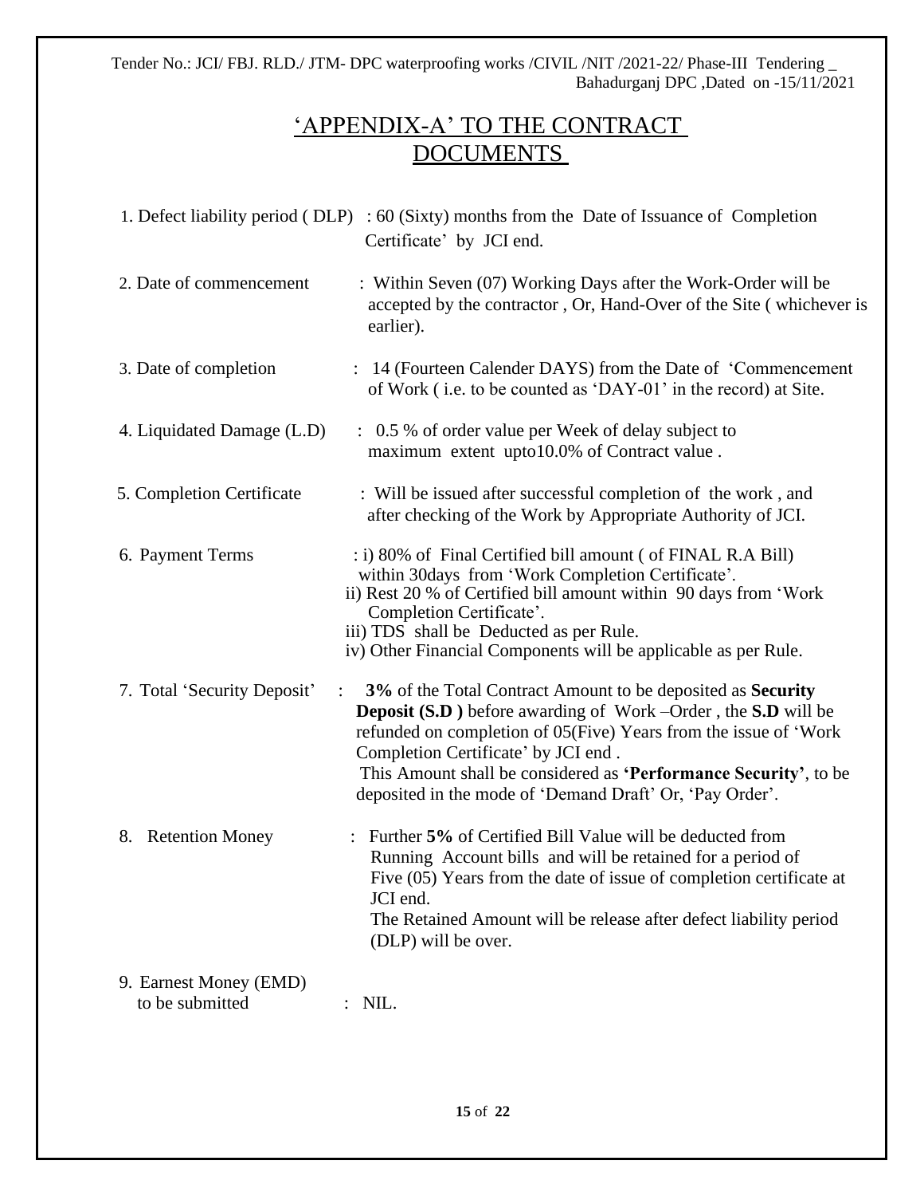# 'APPENDIX-A' TO THE CONTRACT DOCUMENTS

1. Defect liability period ( DLP) : 60 (Sixty) months from the Date of Issuance of Completion Certificate' by JCI end.

2. Date of commencement : Within Seven (07) Working Days after the Work-Order will be accepted by the contractor , Or, Hand-Over of the Site ( whichever is earlier).

3. Date of completion : 14 (Fourteen Calender DAYS) from the Date of 'Commencement of Work ( i.e. to be counted as 'DAY-01' in the record) at Site.

4. Liquidated Damage (L.D) : 0.5 % of order value per Week of delay subject to maximum extent upto10.0% of Contract value .

5. Completion Certificate : Will be issued after successful completion of the work , and after checking of the Work by Appropriate Authority of JCI.

6. Payment Terms : i) 80% of Final Certified bill amount ( of FINAL R.A Bill) within 30days from 'Work Completion Certificate'.
   ii) Rest 20 % of Certified bill amount within 90 days from 'Work Completion Certificate'.
   iii) TDS shall be Deducted as per Rule.
   iv) Other Financial Components will be applicable as per Rule.

7. Total 'Security Deposit' : **3%** of the Total Contract Amount to be deposited as **Security Deposit (S.D )** before awarding of Work –Order , the **S.D** will be refunded on completion of 05(Five) Years from the issue of 'Work Completion Certificate' by JCI end .
   This Amount shall be considered as **'Performance Security'**, to be deposited in the mode of 'Demand Draft' Or, 'Pay Order'.

8. Retention Money : Further **5%** of Certified Bill Value will be deducted from Running Account bills and will be retained for a period of Five (05) Years from the date of issue of completion certificate at JCI end.
   The Retained Amount will be release after defect liability period (DLP) will be over.

9. Earnest Money (EMD) to be submitted : NIL.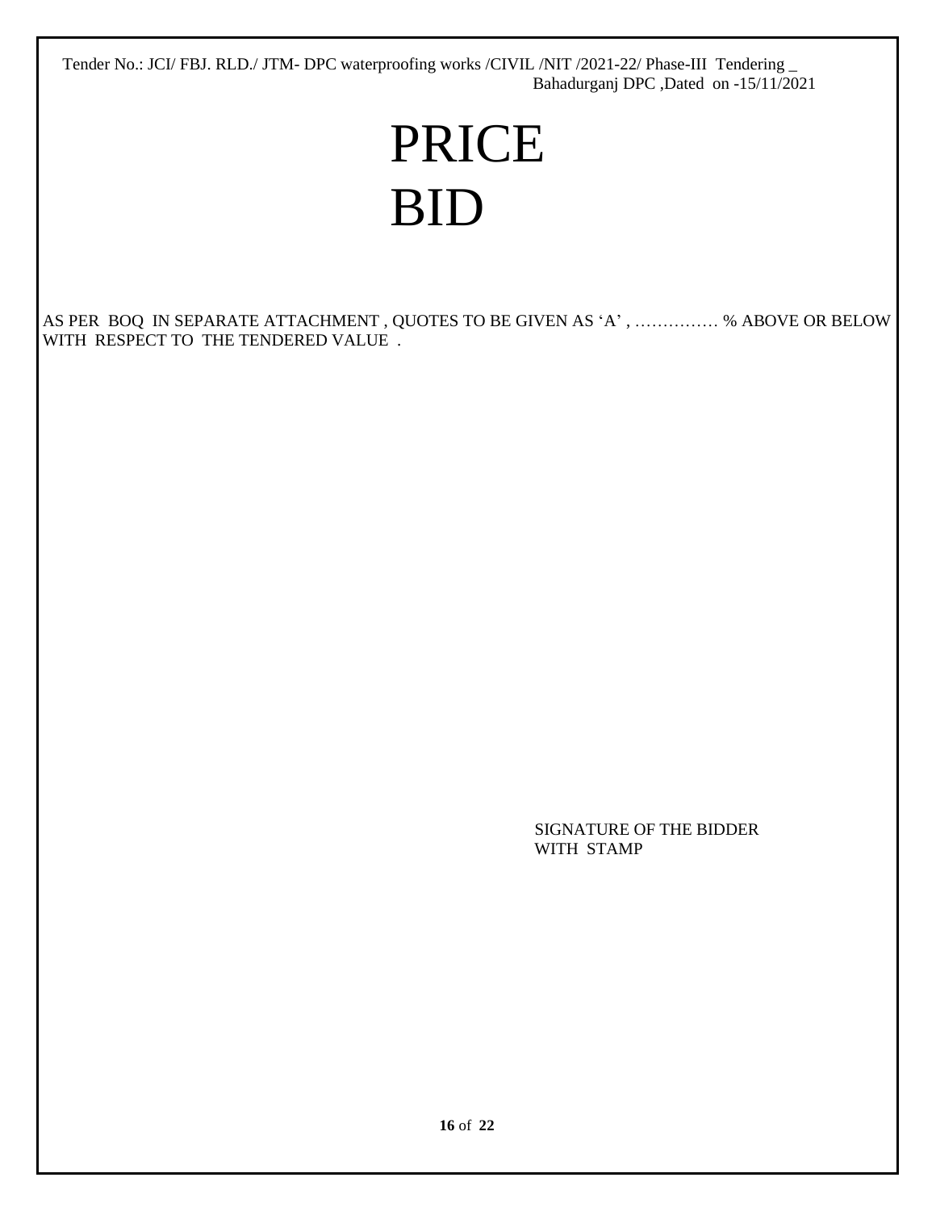# PRICE BID

AS PER BOQ IN SEPARATE ATTACHMENT , QUOTES TO BE GIVEN AS 'A' , …………… % ABOVE OR BELOW WITH RESPECT TO THE TENDERED VALUE .

SIGNATURE OF THE BIDDER
WITH STAMP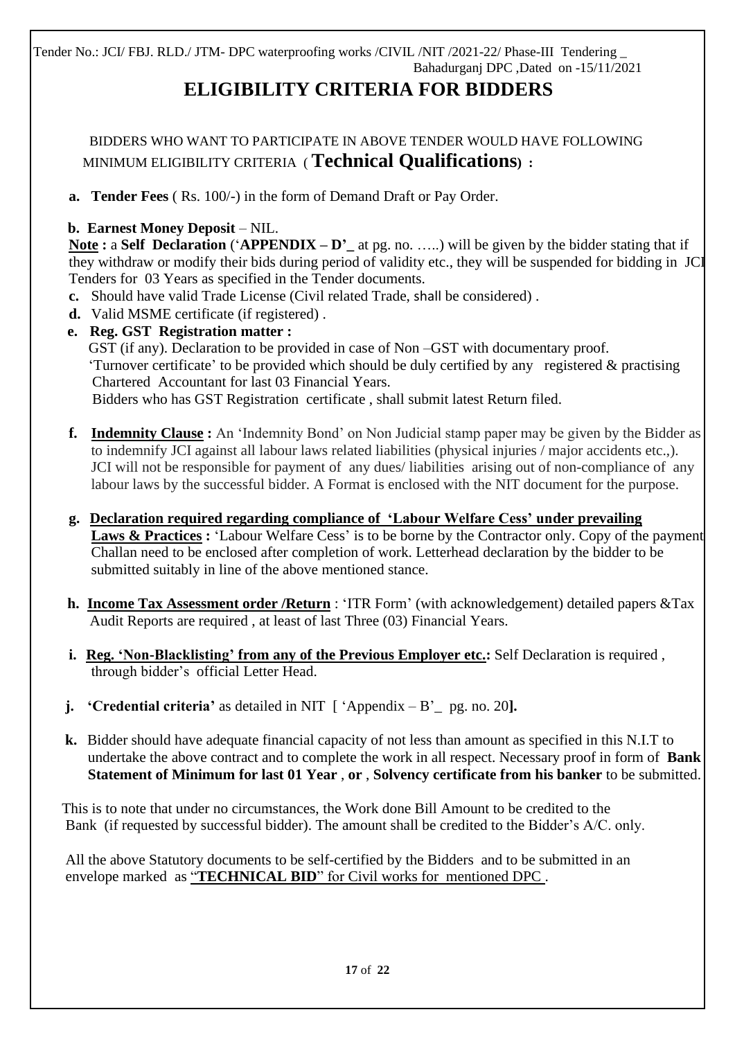Tender No.: JCI/ FBJ. RLD./ JTM- DPC waterproofing works /CIVIL /NIT /2021-22/ Phase-III Tendering _ Bahadurganj DPC ,Dated on -15/11/2021

# ELIGIBILITY CRITERIA FOR BIDDERS

BIDDERS WHO WANT TO PARTICIPATE IN ABOVE TENDER WOULD HAVE FOLLOWING MINIMUM ELIGIBILITY CRITERIA ( **Technical Qualifications**) :

**a.** **Tender Fees** ( Rs. 100/-) in the form of Demand Draft or Pay Order.

**b.** **Earnest Money Deposit** – NIL.
**<u>Note</u> :** a **Self Declaration** ('**APPENDIX – D'_** at pg. no. …..) will be given by the bidder stating that if they withdraw or modify their bids during period of validity etc., they will be suspended for bidding in JCI Tenders for 03 Years as specified in the Tender documents.

**c.** Should have valid Trade License (Civil related Trade, shall be considered) .

**d.** Valid MSME certificate (if registered) .

**e.** **Reg. GST Registration matter :**
GST (if any). Declaration to be provided in case of Non –GST with documentary proof.
'Turnover certificate' to be provided which should be duly certified by any registered & practising Chartered Accountant for last 03 Financial Years.
Bidders who has GST Registration certificate , shall submit latest Return filed.

**f.** **<u>Indemnity Clause</u> :** An 'Indemnity Bond' on Non Judicial stamp paper may be given by the Bidder as to indemnify JCI against all labour laws related liabilities (physical injuries / major accidents etc.,). JCI will not be responsible for payment of any dues/ liabilities arising out of non-compliance of any labour laws by the successful bidder. A Format is enclosed with the NIT document for the purpose.

**g.** **<u>Declaration required regarding compliance of 'Labour Welfare Cess' under prevailing Laws & Practices</u> :** 'Labour Welfare Cess' is to be borne by the Contractor only. Copy of the payment Challan need to be enclosed after completion of work. Letterhead declaration by the bidder to be submitted suitably in line of the above mentioned stance.

**h.** **<u>Income Tax Assessment order /Return</u>** : 'ITR Form' (with acknowledgement) detailed papers &Tax Audit Reports are required , at least of last Three (03) Financial Years.

**i.** **<u>Reg. 'Non-Blacklisting' from any of the Previous Employer etc.</u>:** Self Declaration is required , through bidder's official Letter Head.

**j.** **'Credential criteria'** as detailed in NIT [ 'Appendix – B'_ pg. no. 20**].**

**k.** Bidder should have adequate financial capacity of not less than amount as specified in this N.I.T to undertake the above contract and to complete the work in all respect. Necessary proof in form of **Bank Statement of Minimum for last 01 Year** , **or** , **Solvency certificate from his banker** to be submitted.

This is to note that under no circumstances, the Work done Bill Amount to be credited to the Bank (if requested by successful bidder). The amount shall be credited to the Bidder's A/C. only.

All the above Statutory documents to be self-certified by the Bidders and to be submitted in an envelope marked as <u>"**TECHNICAL BID**" for Civil works for mentioned DPC .</u>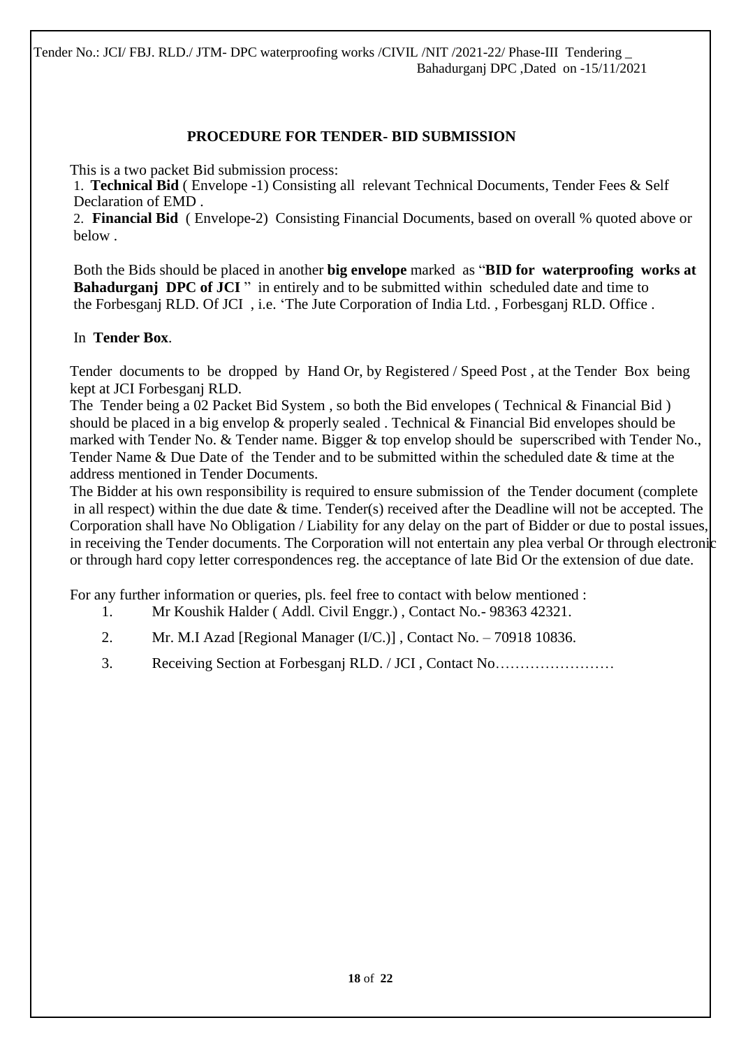## PROCEDURE FOR TENDER- BID SUBMISSION

This is a two packet Bid submission process:

1. **Technical Bid** ( Envelope -1) Consisting all relevant Technical Documents, Tender Fees & Self Declaration of EMD .
2. **Financial Bid** ( Envelope-2) Consisting Financial Documents, based on overall % quoted above or below .

Both the Bids should be placed in another **big envelope** marked as "**BID for waterproofing works at Bahadurganj DPC of JCI** " in entirely and to be submitted within scheduled date and time to the Forbesganj RLD. Of JCI , i.e. 'The Jute Corporation of India Ltd. , Forbesganj RLD. Office .

In **Tender Box**.

Tender documents to be dropped by Hand Or, by Registered / Speed Post , at the Tender Box being kept at JCI Forbesganj RLD.

The Tender being a 02 Packet Bid System , so both the Bid envelopes ( Technical & Financial Bid ) should be placed in a big envelop & properly sealed . Technical & Financial Bid envelopes should be marked with Tender No. & Tender name. Bigger & top envelop should be superscribed with Tender No., Tender Name & Due Date of the Tender and to be submitted within the scheduled date & time at the address mentioned in Tender Documents.

The Bidder at his own responsibility is required to ensure submission of the Tender document (complete in all respect) within the due date & time. Tender(s) received after the Deadline will not be accepted. The Corporation shall have No Obligation / Liability for any delay on the part of Bidder or due to postal issues, in receiving the Tender documents. The Corporation will not entertain any plea verbal Or through electronic or through hard copy letter correspondences reg. the acceptance of late Bid Or the extension of due date.

For any further information or queries, pls. feel free to contact with below mentioned :

1. Mr Koushik Halder ( Addl. Civil Enggr.) , Contact No.- 98363 42321.
2. Mr. M.I Azad [Regional Manager (I/C.)] , Contact No. – 70918 10836.
3. Receiving Section at Forbesganj RLD. / JCI , Contact No……………………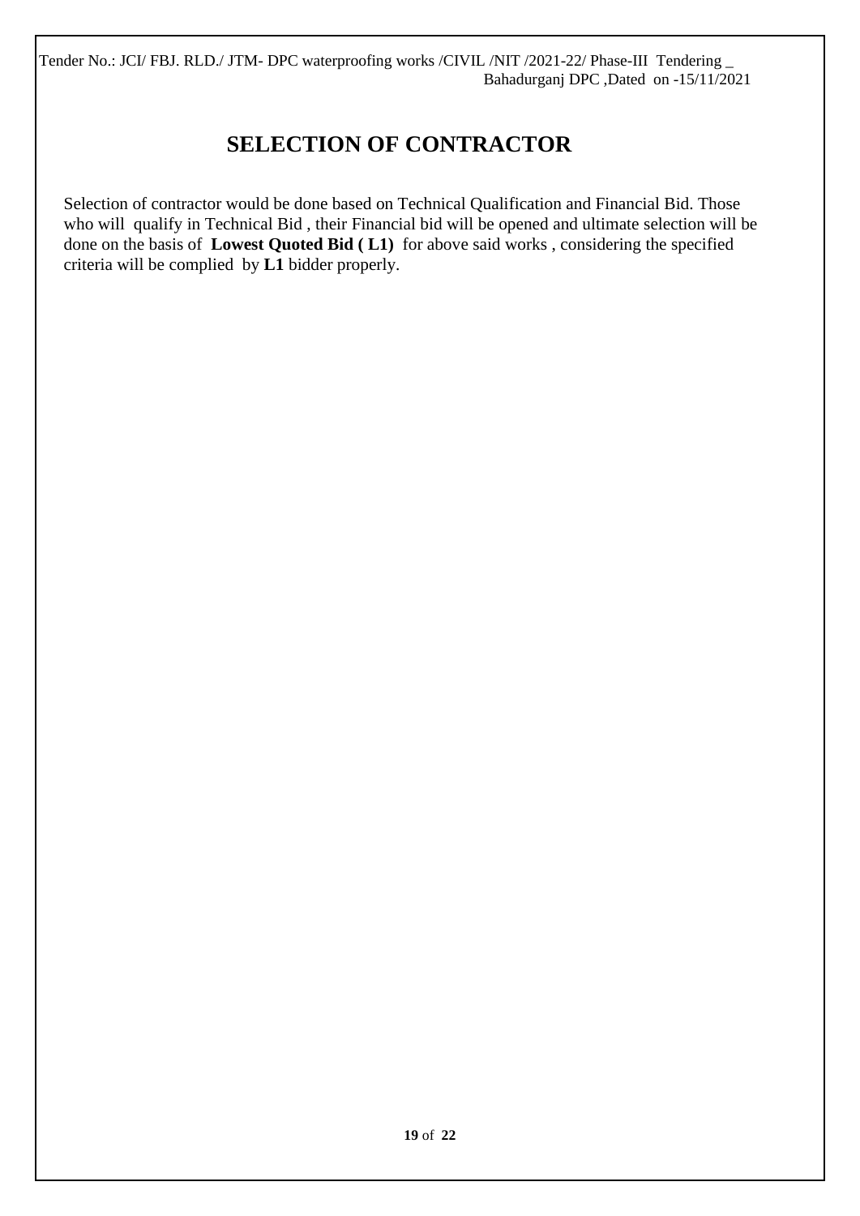# SELECTION OF CONTRACTOR

Selection of contractor would be done based on Technical Qualification and Financial Bid. Those who will qualify in Technical Bid , their Financial bid will be opened and ultimate selection will be done on the basis of **Lowest Quoted Bid ( L1)** for above said works , considering the specified criteria will be complied by **L1** bidder properly.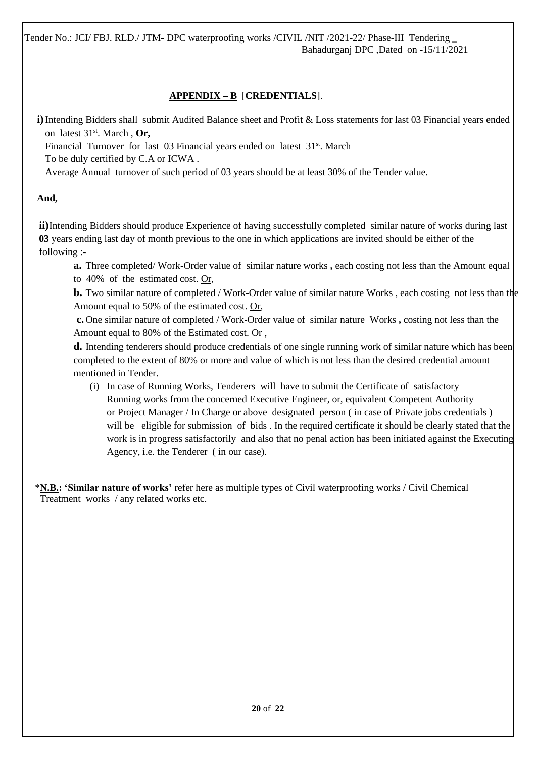Tender No.: JCI/ FBJ. RLD./ JTM- DPC waterproofing works /CIVIL /NIT /2021-22/ Phase-III Tendering _ Bahadurganj DPC ,Dated on -15/11/2021

## APPENDIX – B [CREDENTIALS].

**i)** Intending Bidders shall submit Audited Balance sheet and Profit & Loss statements for last 03 Financial years ended on latest 31st. March , **Or,**
Financial Turnover for last 03 Financial years ended on latest 31st. March
To be duly certified by C.A or ICWA .
Average Annual turnover of such period of 03 years should be at least 30% of the Tender value.

**And,**

**ii)** Intending Bidders should produce Experience of having successfully completed similar nature of works during last **03** years ending last day of month previous to the one in which applications are invited should be either of the following :-

**a.** Three completed/ Work-Order value of similar nature works **,** each costing not less than the Amount equal to 40% of the estimated cost. Or,

**b.** Two similar nature of completed / Work-Order value of similar nature Works , each costing not less than the Amount equal to 50% of the estimated cost. Or,

**c.** One similar nature of completed / Work-Order value of similar nature Works **,** costing not less than the Amount equal to 80% of the Estimated cost. Or ,

**d.** Intending tenderers should produce credentials of one single running work of similar nature which has been completed to the extent of 80% or more and value of which is not less than the desired credential amount mentioned in Tender.

(i) In case of Running Works, Tenderers will have to submit the Certificate of satisfactory Running works from the concerned Executive Engineer, or, equivalent Competent Authority or Project Manager / In Charge or above designated person ( in case of Private jobs credentials ) will be eligible for submission of bids . In the required certificate it should be clearly stated that the work is in progress satisfactorily and also that no penal action has been initiated against the Executing Agency, i.e. the Tenderer ( in our case).

*__N.B.__: **'Similar nature of works'** refer here as multiple types of Civil waterproofing works / Civil Chemical Treatment works / any related works etc.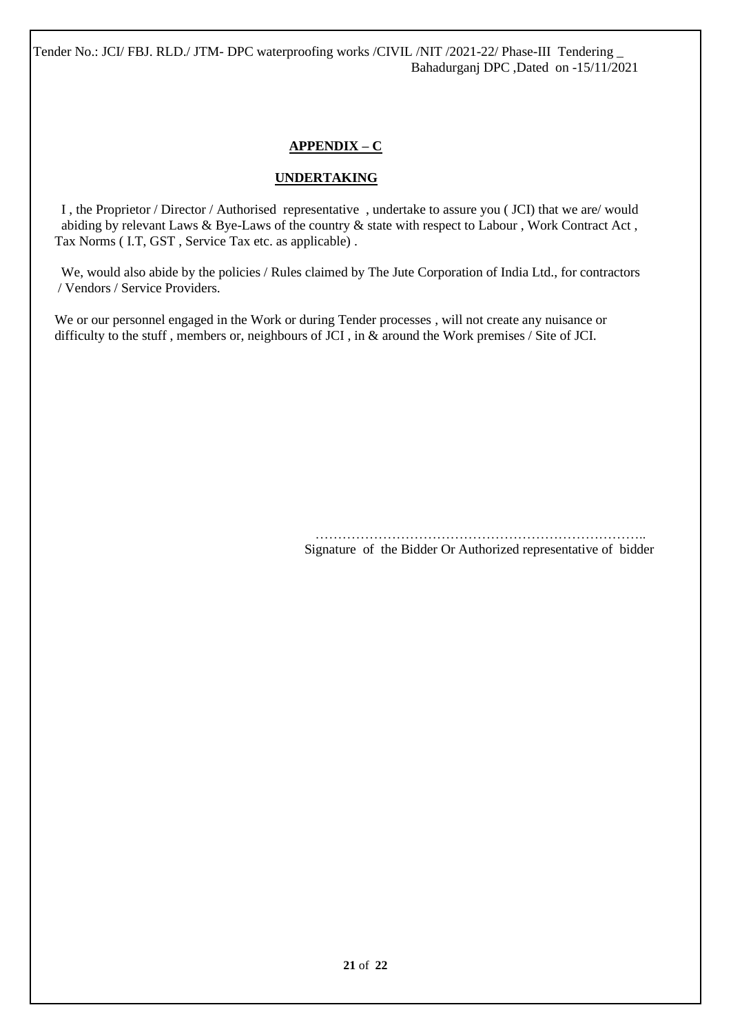**APPENDIX – C**

**UNDERTAKING**

I , the Proprietor / Director / Authorised representative , undertake to assure you ( JCI) that we are/ would abiding by relevant Laws & Bye-Laws of the country & state with respect to Labour , Work Contract Act , Tax Norms ( I.T, GST , Service Tax etc. as applicable) .

We, would also abide by the policies / Rules claimed by The Jute Corporation of India Ltd., for contractors / Vendors / Service Providers.

We or our personnel engaged in the Work or during Tender processes , will not create any nuisance or difficulty to the stuff , members or, neighbours of JCI , in & around the Work premises / Site of JCI.

………………………………………………………………..
Signature of the Bidder Or Authorized representative of bidder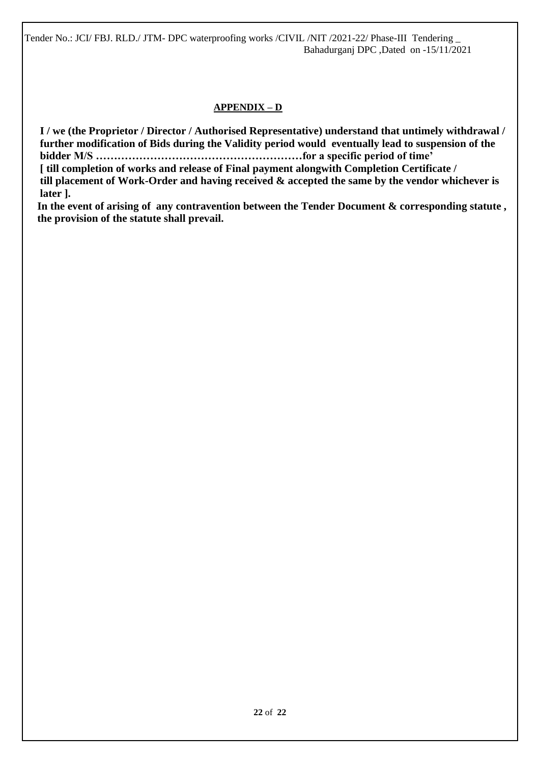## APPENDIX – D

**I / we (the Proprietor / Director / Authorised Representative) understand that untimely withdrawal / further modification of Bids during the Validity period would eventually lead to suspension of the bidder M/S ………………………………………………for a specific period of time'**
**[ till completion of works and release of Final payment alongwith Completion Certificate / till placement of Work-Order and having received & accepted the same by the vendor whichever is later ].**

**In the event of arising of any contravention between the Tender Document & corresponding statute , the provision of the statute shall prevail.**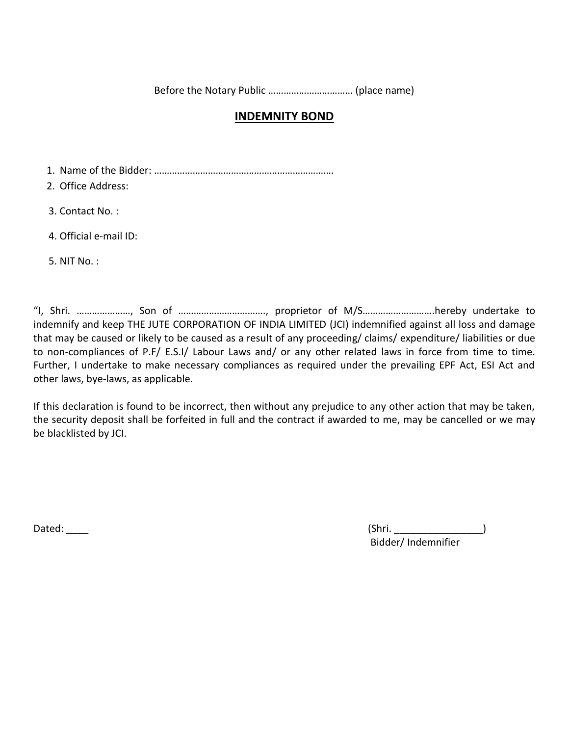Before the Notary Public …………………………… (place name)

## INDEMNITY BOND

1. Name of the Bidder: ……………………………………………………………
2. Office Address:
3. Contact No. :
4. Official e-mail ID:
5. NIT No. :

"I, Shri. …………………, Son of ……………………………., proprietor of M/S……………………….hereby undertake to indemnify and keep THE JUTE CORPORATION OF INDIA LIMITED (JCI) indemnified against all loss and damage that may be caused or likely to be caused as a result of any proceeding/ claims/ expenditure/ liabilities or due to non-compliances of P.F/ E.S.I/ Labour Laws and/ or any other related laws in force from time to time. Further, I undertake to make necessary compliances as required under the prevailing EPF Act, ESI Act and other laws, bye-laws, as applicable.

If this declaration is found to be incorrect, then without any prejudice to any other action that may be taken, the security deposit shall be forfeited in full and the contract if awarded to me, may be cancelled or we may be blacklisted by JCI.

Dated: ____

(Shri. ________________)
Bidder/ Indemnifier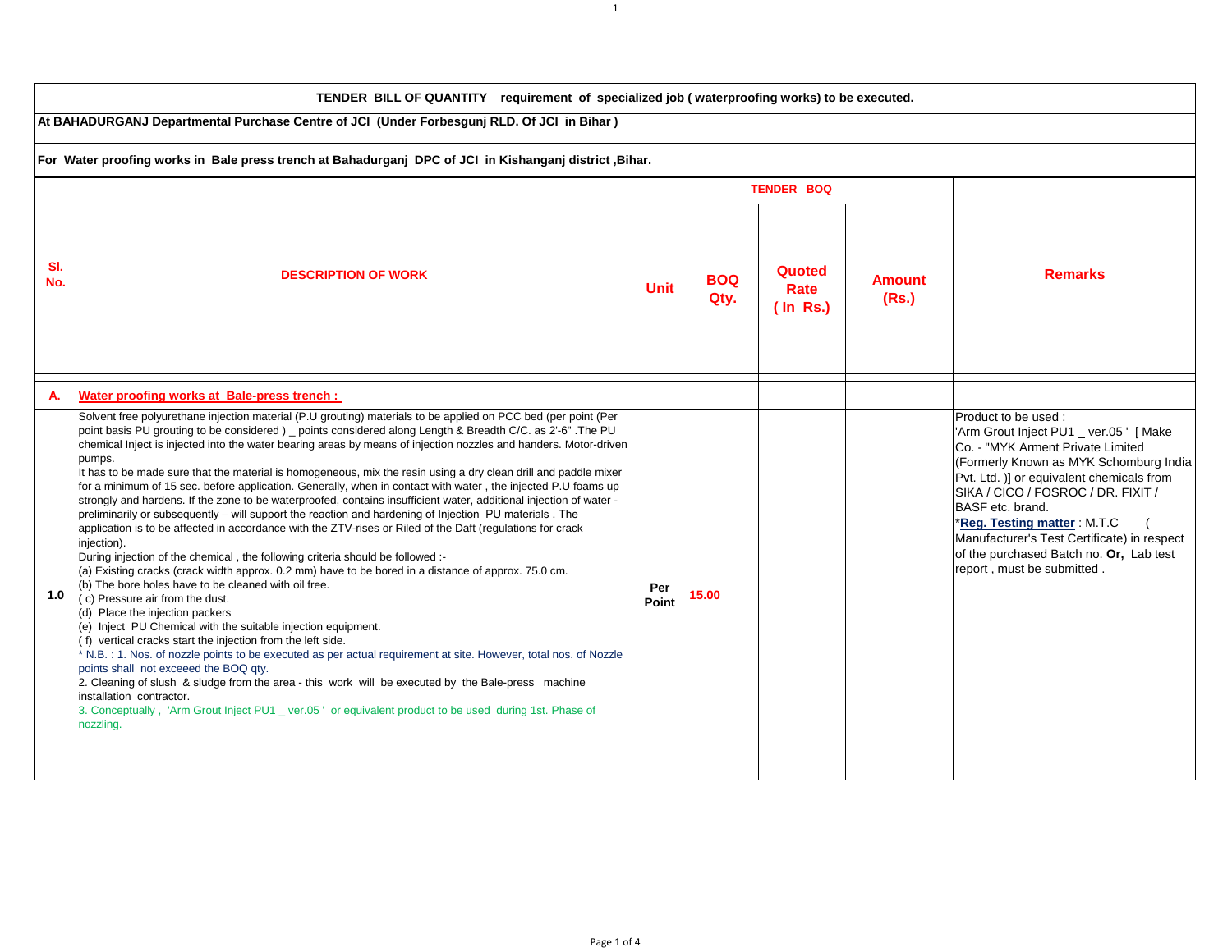**TENDER BILL OF QUANTITY _ requirement of specialized job ( waterproofing works) to be executed.**

**At BAHADURGANJ Departmental Purchase Centre of JCI (Under Forbesgunj RLD. Of JCI in Bihar )**

**For Water proofing works in Bale press trench at Bahadurganj DPC of JCI in Kishanganj district ,Bihar.**

| Sl. No. | DESCRIPTION OF WORK | TENDER BOQ | | | | Remarks |
|---|---|---|---|---|---|---|
| | | Unit | BOQ Qty. | Quoted Rate ( In Rs.) | Amount (Rs.) | |
| A. | **Water proofing works at Bale-press trench :** | | | | | |
| 1.0 | Solvent free polyurethane injection material (P.U grouting) materials to be applied on PCC bed (per point (Per point basis PU grouting to be considered ) _ points considered along Length & Breadth C/C. as 2'-6" .The PU chemical Inject is injected into the water bearing areas by means of injection nozzles and handers. Motor-driven pumps.<br>It has to be made sure that the material is homogeneous, mix the resin using a dry clean drill and paddle mixer for a minimum of 15 sec. before application. Generally, when in contact with water , the injected P.U foams up strongly and hardens. If the zone to be waterproofed, contains insufficient water, additional injection of water - preliminarily or subsequently – will support the reaction and hardening of Injection PU materials . The application is to be affected in accordance with the ZTV-rises or Riled of the Daft (regulations for crack injection).<br>During injection of the chemical , the following criteria should be followed :-<br>(a) Existing cracks (crack width approx. 0.2 mm) have to be bored in a distance of approx. 75.0 cm.<br>(b) The bore holes have to be cleaned with oil free.<br>( c) Pressure air from the dust.<br>(d) Place the injection packers<br>(e) Inject PU Chemical with the suitable injection equipment.<br>( f) vertical cracks start the injection from the left side.<br>* N.B. : 1. Nos. of nozzle points to be executed as per actual requirement at site. However, total nos. of Nozzle points shall not exceeed the BOQ qty.<br>2. Cleaning of slush & sludge from the area - this work will be executed by the Bale-press machine installation contractor.<br>3. Conceptually , 'Arm Grout Inject PU1 _ ver.05 ' or equivalent product to be used during 1st. Phase of nozzling. | Per Point | 15.00 | | | Product to be used :<br>'Arm Grout Inject PU1 _ ver.05 ' [ Make Co. - "MYK Arment Private Limited (Formerly Known as MYK Schomburg India Pvt. Ltd. )] or equivalent chemicals from SIKA / CICO / FOSROC / DR. FIXIT / BASF etc. brand.<br>*__Reg. Testing matter__ : M.T.C ( Manufacturer's Test Certificate) in respect of the purchased Batch no. **Or,** Lab test report , must be submitted . |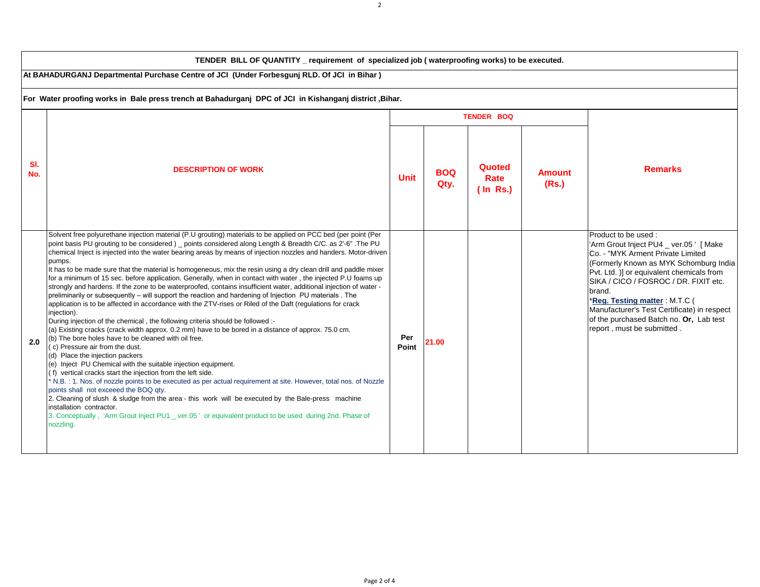**TENDER BILL OF QUANTITY _ requirement of specialized job ( waterproofing works) to be executed.**

**At BAHADURGANJ Departmental Purchase Centre of JCI (Under Forbesgunj RLD. Of JCI in Bihar )**

**For Water proofing works in Bale press trench at Bahadurganj DPC of JCI in Kishanganj district ,Bihar.**

| Sl. No. | DESCRIPTION OF WORK | TENDER BOQ | | | | Remarks |
|---|---|---|---|---|---|---|
| | | Unit | BOQ Qty. | Quoted Rate ( In Rs.) | Amount (Rs.) | |
| 2.0 | Solvent free polyurethane injection material (P.U grouting) materials to be applied on PCC bed (per point (Per point basis PU grouting to be considered ) _ points considered along Length & Breadth C/C. as 2'-6" .The PU chemical Inject is injected into the water bearing areas by means of injection nozzles and handers. Motor-driven pumps.<br>It has to be made sure that the material is homogeneous, mix the resin using a dry clean drill and paddle mixer for a minimum of 15 sec. before application. Generally, when in contact with water , the injected P.U foams up strongly and hardens. If the zone to be waterproofed, contains insufficient water, additional injection of water - preliminarily or subsequently – will support the reaction and hardening of Injection PU materials . The application is to be affected in accordance with the ZTV-rises or Riled of the Daft (regulations for crack injection).<br>During injection of the chemical , the following criteria should be followed :-<br>(a) Existing cracks (crack width approx. 0.2 mm) have to be bored in a distance of approx. 75.0 cm.<br>(b) The bore holes have to be cleaned with oil free.<br>( c) Pressure air from the dust.<br>(d) Place the injection packers<br>(e) Inject PU Chemical with the suitable injection equipment.<br>( f) vertical cracks start the injection from the left side.<br>* N.B. : 1. Nos. of nozzle points to be executed as per actual requirement at site. However, total nos. of Nozzle points shall not exceeed the BOQ qty.<br>2. Cleaning of slush & sludge from the area - this work will be executed by the Bale-press machine installation contractor.<br>3. Conceptually , 'Arm Grout Inject PU1 _ ver.05 ' or equivalent product to be used during 2nd. Phase of nozzling. | Per Point | 21.00 | | | Product to be used :<br>'Arm Grout Inject PU4 _ ver.05 ' [ Make Co. - "MYK Arment Private Limited (Formerly Known as MYK Schomburg India Pvt. Ltd. )] or equivalent chemicals from SIKA / CICO / FOSROC / DR. FIXIT etc. brand.<br>*Reg. Testing matter : M.T.C ( Manufacturer's Test Certificate) in respect of the purchased Batch no. **Or,** Lab test report , must be submitted . |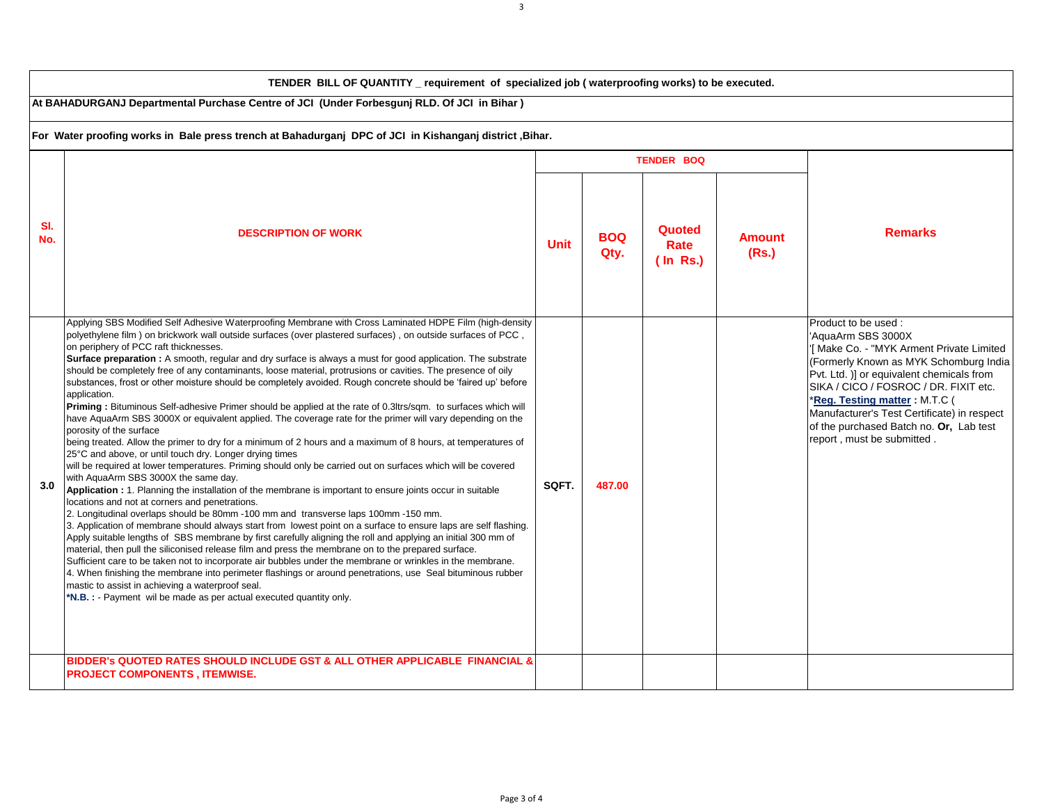**TENDER BILL OF QUANTITY _ requirement of specialized job ( waterproofing works) to be executed.**

**At BAHADURGANJ Departmental Purchase Centre of JCI (Under Forbesgunj RLD. Of JCI in Bihar )**

**For Water proofing works in Bale press trench at Bahadurganj DPC of JCI in Kishanganj district ,Bihar.**

| Sl. No. | DESCRIPTION OF WORK | TENDER BOQ | | | | Remarks |
|---|---|---|---|---|---|---|
| | | Unit | BOQ Qty. | Quoted Rate ( In Rs.) | Amount (Rs.) | |
| 3.0 | Applying SBS Modified Self Adhesive Waterproofing Membrane with Cross Laminated HDPE Film (high-density polyethylene film ) on brickwork wall outside surfaces (over plastered surfaces) , on outside surfaces of PCC , on periphery of PCC raft thicknesses.<br>**Surface preparation :** A smooth, regular and dry surface is always a must for good application. The substrate should be completely free of any contaminants, loose material, protrusions or cavities. The presence of oily substances, frost or other moisture should be completely avoided. Rough concrete should be 'faired up' before application.<br>**Priming :** Bituminous Self-adhesive Primer should be applied at the rate of 0.3ltrs/sqm. to surfaces which will have AquaArm SBS 3000X or equivalent applied. The coverage rate for the primer will vary depending on the porosity of the surface being treated. Allow the primer to dry for a minimum of 2 hours and a maximum of 8 hours, at temperatures of 25°C and above, or until touch dry. Longer drying times will be required at lower temperatures. Priming should only be carried out on surfaces which will be covered with AquaArm SBS 3000X the same day.<br>**Application :** 1. Planning the installation of the membrane is important to ensure joints occur in suitable locations and not at corners and penetrations.<br>2. Longitudinal overlaps should be 80mm -100 mm and transverse laps 100mm -150 mm.<br>3. Application of membrane should always start from lowest point on a surface to ensure laps are self flashing. Apply suitable lengths of SBS membrane by first carefully aligning the roll and applying an initial 300 mm of material, then pull the siliconised release film and press the membrane on to the prepared surface.<br>Sufficient care to be taken not to incorporate air bubbles under the membrane or wrinkles in the membrane.<br>4. When finishing the membrane into perimeter flashings or around penetrations, use Seal bituminous rubber mastic to assist in achieving a waterproof seal.<br>***N.B. :** - Payment wil be made as per actual executed quantity only. | SQFT. | 487.00 | | | Product to be used :<br>'AquaArm SBS 3000X<br>'[ Make Co. - "MYK Arment Private Limited (Formerly Known as MYK Schomburg India Pvt. Ltd. )] or equivalent chemicals from SIKA / CICO / FOSROC / DR. FIXIT etc.<br>***Reg. Testing matter :** M.T.C ( Manufacturer's Test Certificate) in respect of the purchased Batch no. **Or,** Lab test report , must be submitted . |
| | **BIDDER's QUOTED RATES SHOULD INCLUDE GST & ALL OTHER APPLICABLE FINANCIAL & PROJECT COMPONENTS , ITEMWISE.** | | | | | |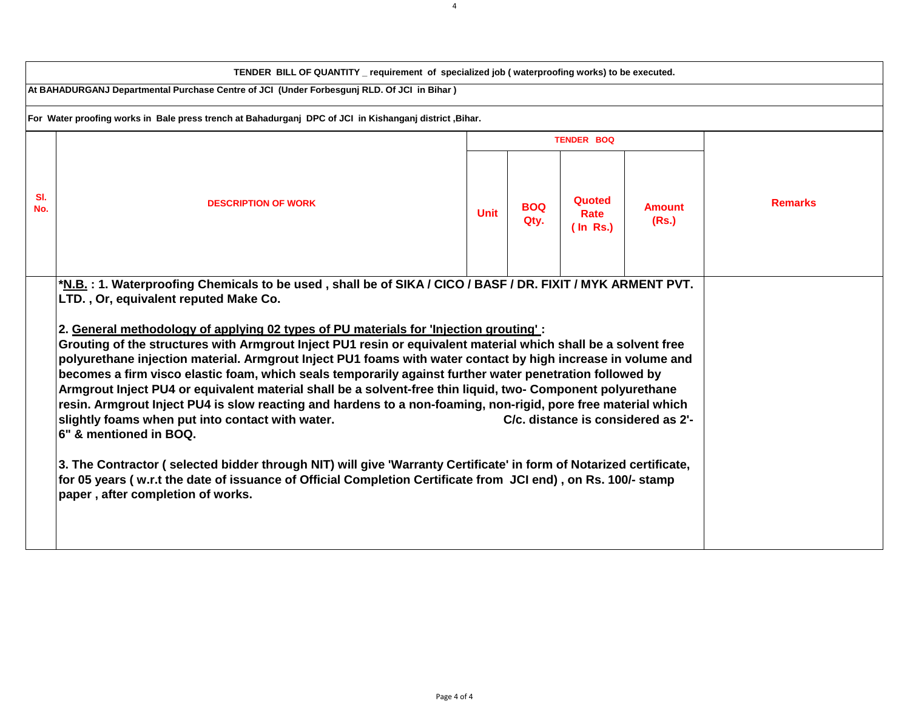**TENDER BILL OF QUANTITY _ requirement of specialized job ( waterproofing works) to be executed.**

**At BAHADURGANJ Departmental Purchase Centre of JCI (Under Forbesgunj RLD. Of JCI in Bihar )**

**For Water proofing works in Bale press trench at Bahadurganj DPC of JCI in Kishanganj district ,Bihar.**

| Sl. No. | DESCRIPTION OF WORK | TENDER BOQ | | | | Remarks |
|---|---|---|---|---|---|---|
| | | Unit | BOQ Qty. | Quoted Rate ( In Rs.) | Amount (Rs.) | |
| | ***N.B.** : 1. Waterproofing Chemicals to be used , shall be of SIKA / CICO / BASF / DR. FIXIT / MYK ARMENT PVT. LTD. , Or, equivalent reputed Make Co.**<br><br>**2. General methodology of applying 02 types of PU materials for 'Injection grouting' :**<br>**Grouting of the structures with Armgrout Inject PU1 resin or equivalent material which shall be a solvent free polyurethane injection material. Armgrout Inject PU1 foams with water contact by high increase in volume and becomes a firm visco elastic foam, which seals temporarily against further water penetration followed by Armgrout Inject PU4 or equivalent material shall be a solvent-free thin liquid, two- Component polyurethane resin. Armgrout Inject PU4 is slow reacting and hardens to a non-foaming, non-rigid, pore free material which slightly foams when put into contact with water. C/c. distance is considered as 2'-6" & mentioned in BOQ.**<br><br>**3. The Contractor ( selected bidder through NIT) will give 'Warranty Certificate' in form of Notarized certificate, for 05 years ( w.r.t the date of issuance of Official Completion Certificate from JCI end) , on Rs. 100/- stamp paper , after completion of works.** | | | | | |